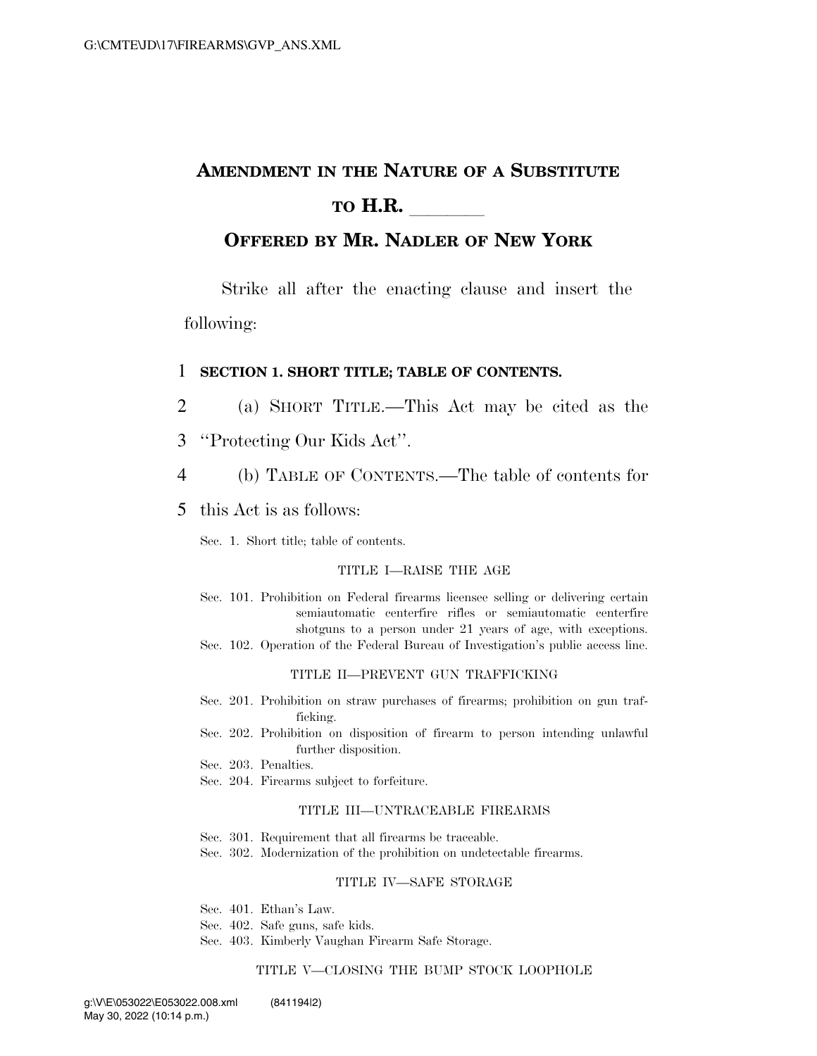# AMENDMENT IN THE NATURE OF A SUBSTITUTE TO H.R. \_\_\_\_\_\_

## OFFERED BY MR. NADLER OF NEW YORK

Strike all after the enacting clause and insert the following:

**SECTION 1. SHORT TITLE; TABLE OF CONTENTS.**

(a) SHORT TITLE.—This Act may be cited as the "Protecting Our Kids Act".

(b) TABLE OF CONTENTS.—The table of contents for this Act is as follows:

Sec. 1. Short title; table of contents.

TITLE I—RAISE THE AGE

Sec. 101. Prohibition on Federal firearms licensee selling or delivering certain semiautomatic centerfire rifles or semiautomatic centerfire shotguns to a person under 21 years of age, with exceptions.
Sec. 102. Operation of the Federal Bureau of Investigation's public access line.

TITLE II—PREVENT GUN TRAFFICKING

Sec. 201. Prohibition on straw purchases of firearms; prohibition on gun trafficking.
Sec. 202. Prohibition on disposition of firearm to person intending unlawful further disposition.
Sec. 203. Penalties.
Sec. 204. Firearms subject to forfeiture.

TITLE III—UNTRACEABLE FIREARMS

Sec. 301. Requirement that all firearms be traceable.
Sec. 302. Modernization of the prohibition on undetectable firearms.

TITLE IV—SAFE STORAGE

Sec. 401. Ethan's Law.
Sec. 402. Safe guns, safe kids.
Sec. 403. Kimberly Vaughan Firearm Safe Storage.

TITLE V—CLOSING THE BUMP STOCK LOOPHOLE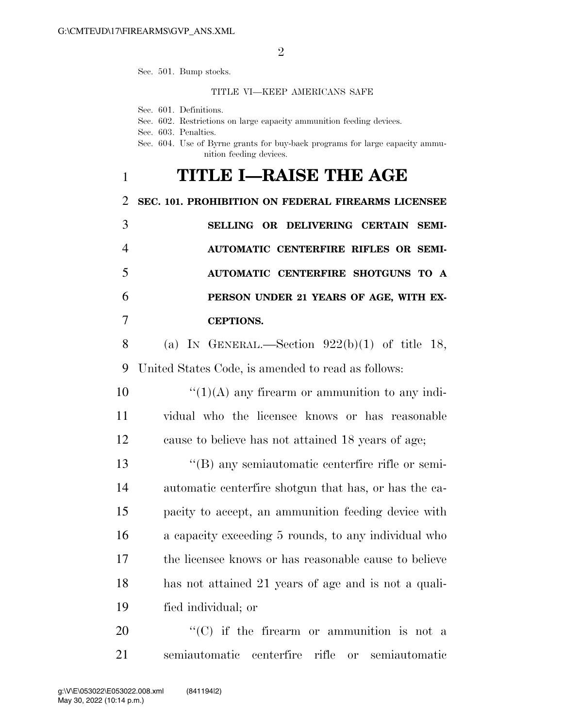Sec. 501. Bump stocks.

TITLE VI—KEEP AMERICANS SAFE

Sec. 601. Definitions.
Sec. 602. Restrictions on large capacity ammunition feeding devices.
Sec. 603. Penalties.
Sec. 604. Use of Byrne grants for buy-back programs for large capacity ammunition feeding devices.

# TITLE I—RAISE THE AGE

## SEC. 101. PROHIBITION ON FEDERAL FIREARMS LICENSEE SELLING OR DELIVERING CERTAIN SEMI-AUTOMATIC CENTERFIRE RIFLES OR SEMI-AUTOMATIC CENTERFIRE SHOTGUNS TO A PERSON UNDER 21 YEARS OF AGE, WITH EXCEPTIONS.

(a) IN GENERAL.—Section 922(b)(1) of title 18, United States Code, is amended to read as follows:

"(1)(A) any firearm or ammunition to any individual who the licensee knows or has reasonable cause to believe has not attained 18 years of age;

"(B) any semiautomatic centerfire rifle or semiautomatic centerfire shotgun that has, or has the capacity to accept, an ammunition feeding device with a capacity exceeding 5 rounds, to any individual who the licensee knows or has reasonable cause to believe has not attained 21 years of age and is not a qualified individual; or

"(C) if the firearm or ammunition is not a semiautomatic centerfire rifle or semiautomatic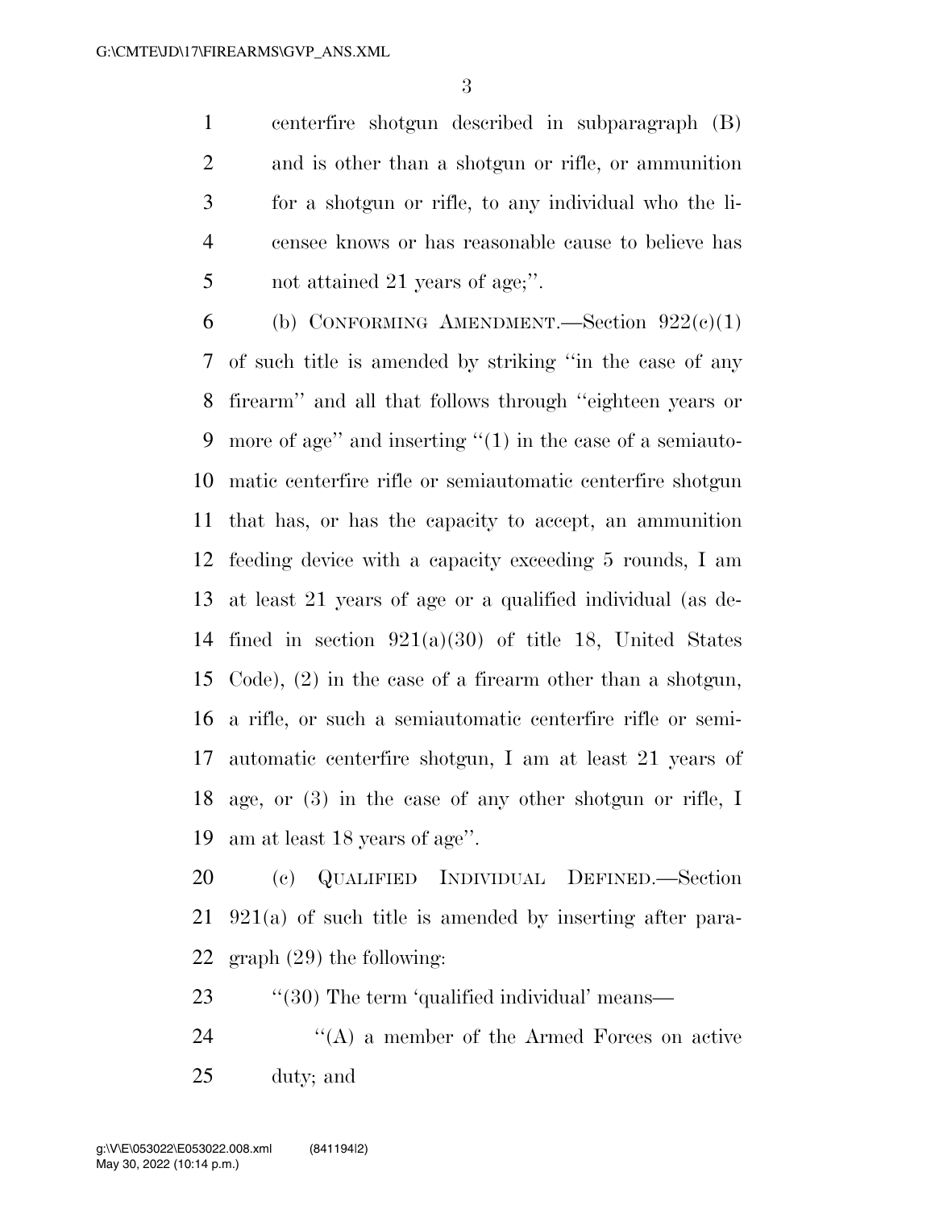centerfire shotgun described in subparagraph (B) and is other than a shotgun or rifle, or ammunition for a shotgun or rifle, to any individual who the licensee knows or has reasonable cause to believe has not attained 21 years of age;''.

(b) CONFORMING AMENDMENT.—Section 922(c)(1) of such title is amended by striking ''in the case of any firearm'' and all that follows through ''eighteen years or more of age'' and inserting ''(1) in the case of a semiautomatic centerfire rifle or semiautomatic centerfire shotgun that has, or has the capacity to accept, an ammunition feeding device with a capacity exceeding 5 rounds, I am at least 21 years of age or a qualified individual (as defined in section 921(a)(30) of title 18, United States Code), (2) in the case of a firearm other than a shotgun, a rifle, or such a semiautomatic centerfire rifle or semiautomatic centerfire shotgun, I am at least 21 years of age, or (3) in the case of any other shotgun or rifle, I am at least 18 years of age''.

(c) QUALIFIED INDIVIDUAL DEFINED.—Section 921(a) of such title is amended by inserting after paragraph (29) the following:

''(30) The term 'qualified individual' means—

''(A) a member of the Armed Forces on active duty; and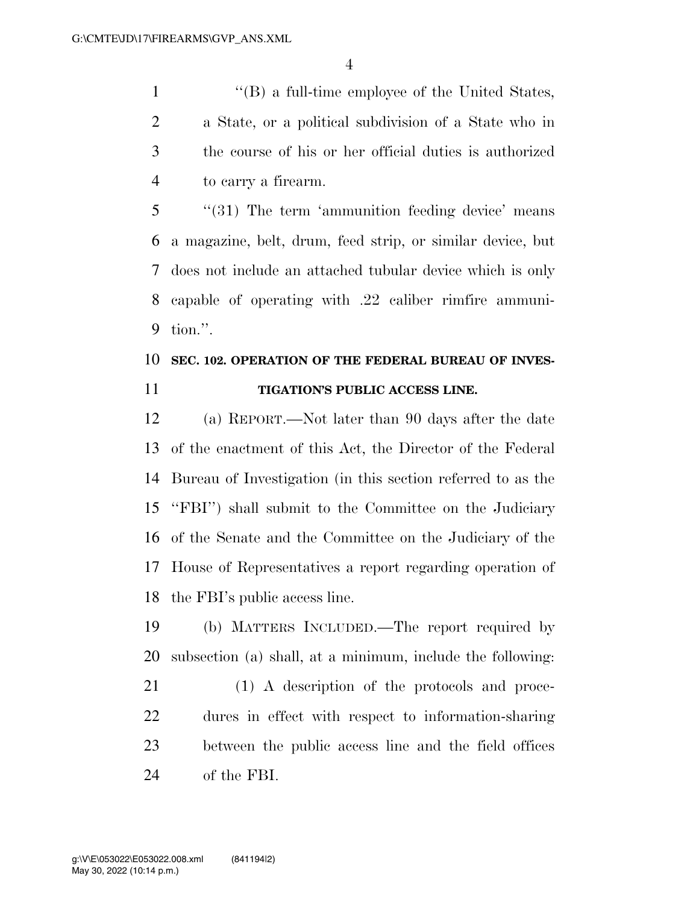''(B) a full-time employee of the United States, a State, or a political subdivision of a State who in the course of his or her official duties is authorized to carry a firearm.

''(31) The term 'ammunition feeding device' means a magazine, belt, drum, feed strip, or similar device, but does not include an attached tubular device which is only capable of operating with .22 caliber rimfire ammunition.''.

**SEC. 102. OPERATION OF THE FEDERAL BUREAU OF INVESTIGATION'S PUBLIC ACCESS LINE.**

(a) REPORT.—Not later than 90 days after the date of the enactment of this Act, the Director of the Federal Bureau of Investigation (in this section referred to as the ''FBI'') shall submit to the Committee on the Judiciary of the Senate and the Committee on the Judiciary of the House of Representatives a report regarding operation of the FBI's public access line.

(b) MATTERS INCLUDED.—The report required by subsection (a) shall, at a minimum, include the following:

(1) A description of the protocols and procedures in effect with respect to information-sharing between the public access line and the field offices of the FBI.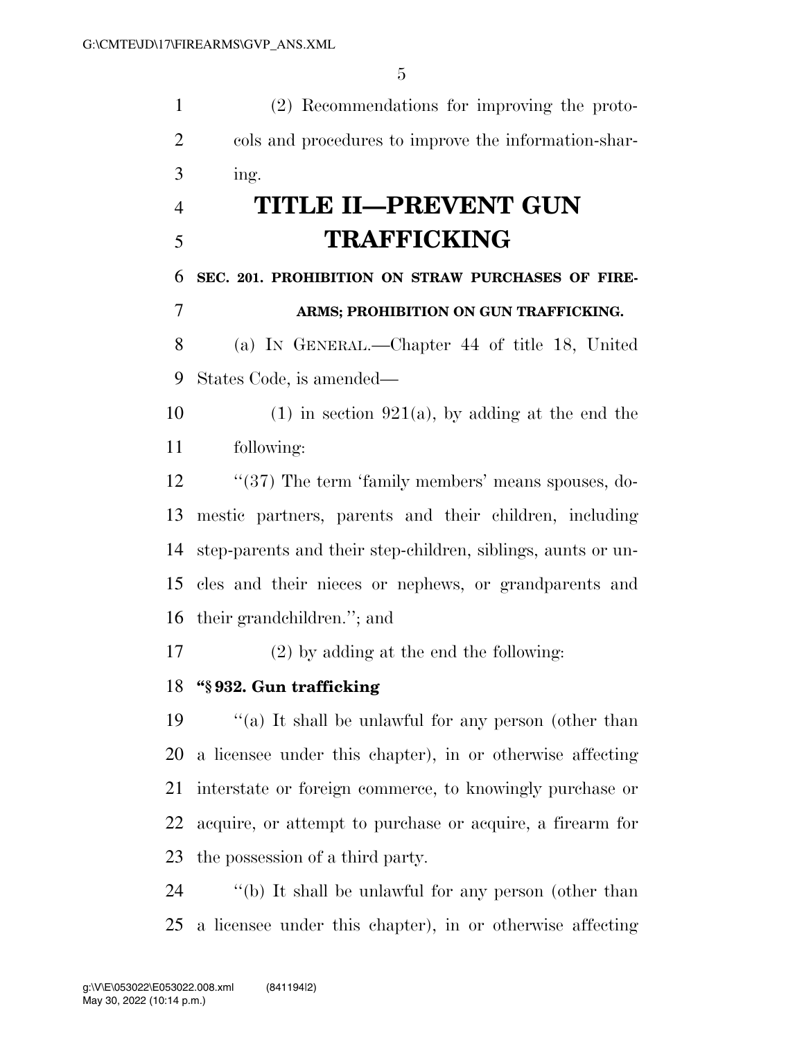(2) Recommendations for improving the protocols and procedures to improve the information-sharing.

# TITLE II—PREVENT GUN TRAFFICKING

### SEC. 201. PROHIBITION ON STRAW PURCHASES OF FIREARMS; PROHIBITION ON GUN TRAFFICKING.

(a) IN GENERAL.—Chapter 44 of title 18, United States Code, is amended—

(1) in section 921(a), by adding at the end the following:

''(37) The term 'family members' means spouses, domestic partners, parents and their children, including step-parents and their step-children, siblings, aunts or uncles and their nieces or nephews, or grandparents and their grandchildren.''; and

(2) by adding at the end the following:

**''§ 932. Gun trafficking**

''(a) It shall be unlawful for any person (other than a licensee under this chapter), in or otherwise affecting interstate or foreign commerce, to knowingly purchase or acquire, or attempt to purchase or acquire, a firearm for the possession of a third party.

''(b) It shall be unlawful for any person (other than a licensee under this chapter), in or otherwise affecting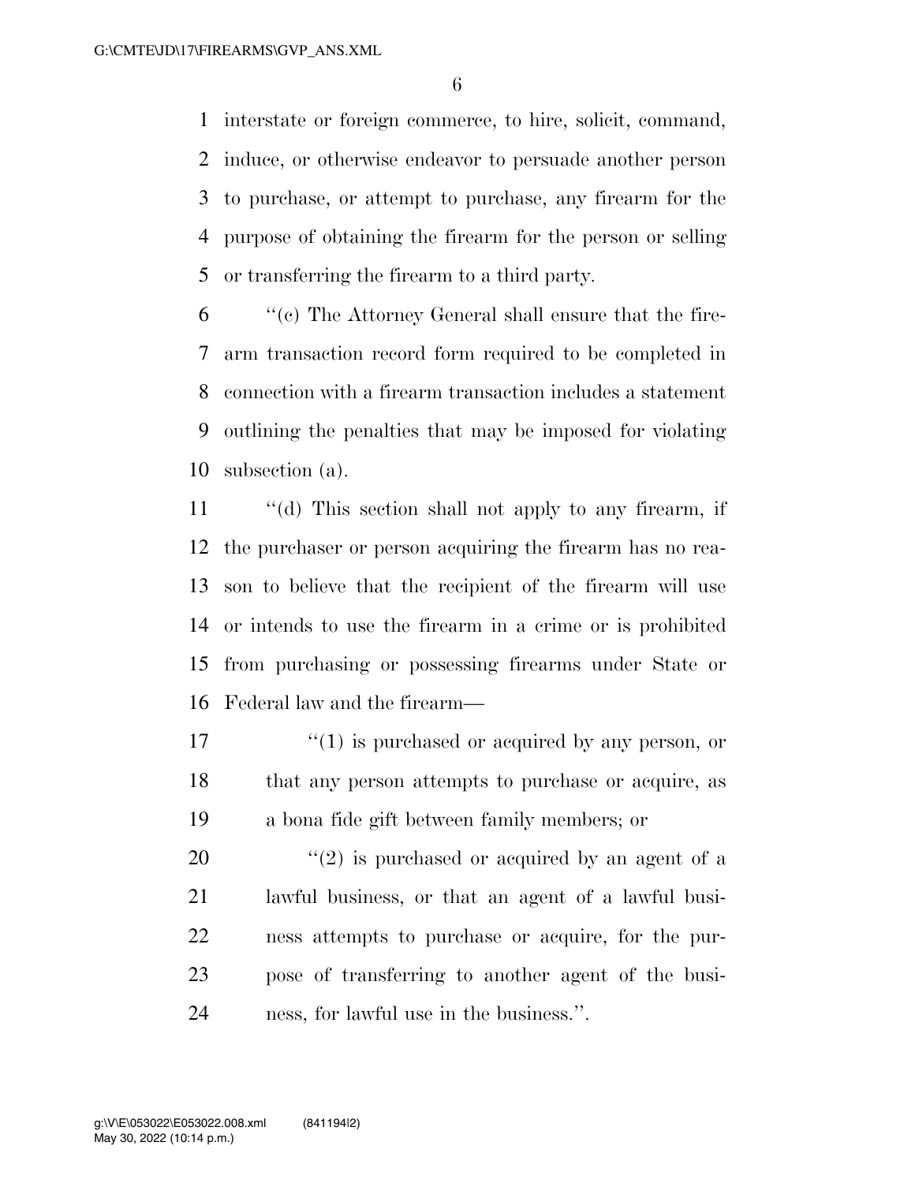interstate or foreign commerce, to hire, solicit, command, induce, or otherwise endeavor to persuade another person to purchase, or attempt to purchase, any firearm for the purpose of obtaining the firearm for the person or selling or transferring the firearm to a third party.

''(c) The Attorney General shall ensure that the firearm transaction record form required to be completed in connection with a firearm transaction includes a statement outlining the penalties that may be imposed for violating subsection (a).

''(d) This section shall not apply to any firearm, if the purchaser or person acquiring the firearm has no reason to believe that the recipient of the firearm will use or intends to use the firearm in a crime or is prohibited from purchasing or possessing firearms under State or Federal law and the firearm—

> ''(1) is purchased or acquired by any person, or that any person attempts to purchase or acquire, as a bona fide gift between family members; or
>
> ''(2) is purchased or acquired by an agent of a lawful business, or that an agent of a lawful business attempts to purchase or acquire, for the purpose of transferring to another agent of the business, for lawful use in the business.''.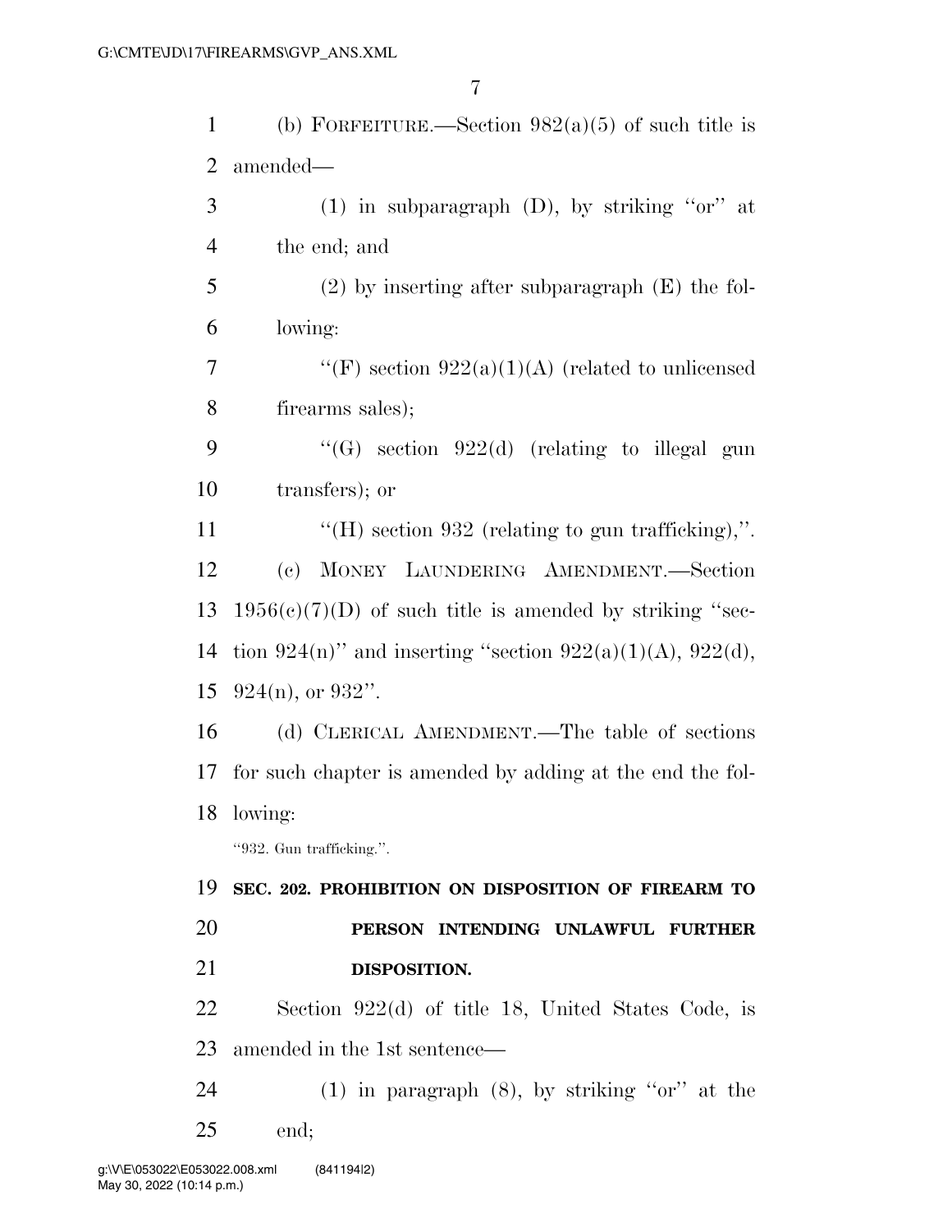(b) FORFEITURE.—Section 982(a)(5) of such title is amended—

(1) in subparagraph (D), by striking ''or'' at the end; and

(2) by inserting after subparagraph (E) the following:

''(F) section 922(a)(1)(A) (related to unlicensed firearms sales);

''(G) section 922(d) (relating to illegal gun transfers); or

''(H) section 932 (relating to gun trafficking),''.

(c) MONEY LAUNDERING AMENDMENT.—Section 1956(c)(7)(D) of such title is amended by striking ''section 924(n)'' and inserting ''section 922(a)(1)(A), 922(d), 924(n), or 932''.

(d) CLERICAL AMENDMENT.—The table of sections for such chapter is amended by adding at the end the following:

''932. Gun trafficking.''.

**SEC. 202. PROHIBITION ON DISPOSITION OF FIREARM TO PERSON INTENDING UNLAWFUL FURTHER DISPOSITION.**

Section 922(d) of title 18, United States Code, is amended in the 1st sentence—

(1) in paragraph (8), by striking ''or'' at the end;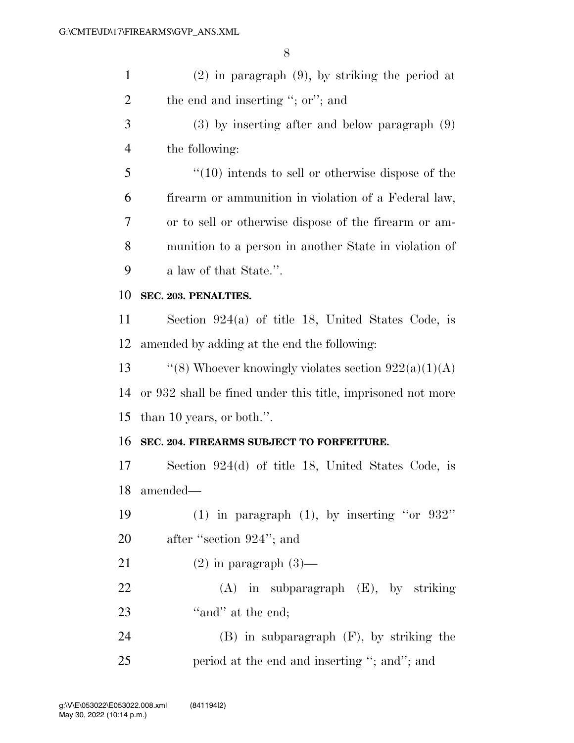(2) in paragraph (9), by striking the period at the end and inserting ''; or''; and

(3) by inserting after and below paragraph (9) the following:

''(10) intends to sell or otherwise dispose of the firearm or ammunition in violation of a Federal law, or to sell or otherwise dispose of the firearm or ammunition to a person in another State in violation of a law of that State.''.

**SEC. 203. PENALTIES.**

Section 924(a) of title 18, United States Code, is amended by adding at the end the following:

''(8) Whoever knowingly violates section 922(a)(1)(A) or 932 shall be fined under this title, imprisoned not more than 10 years, or both.''.

**SEC. 204. FIREARMS SUBJECT TO FORFEITURE.**

Section 924(d) of title 18, United States Code, is amended—

(1) in paragraph (1), by inserting ''or 932'' after ''section 924''; and

(2) in paragraph (3)—

(A) in subparagraph (E), by striking ''and'' at the end;

(B) in subparagraph (F), by striking the period at the end and inserting ''; and''; and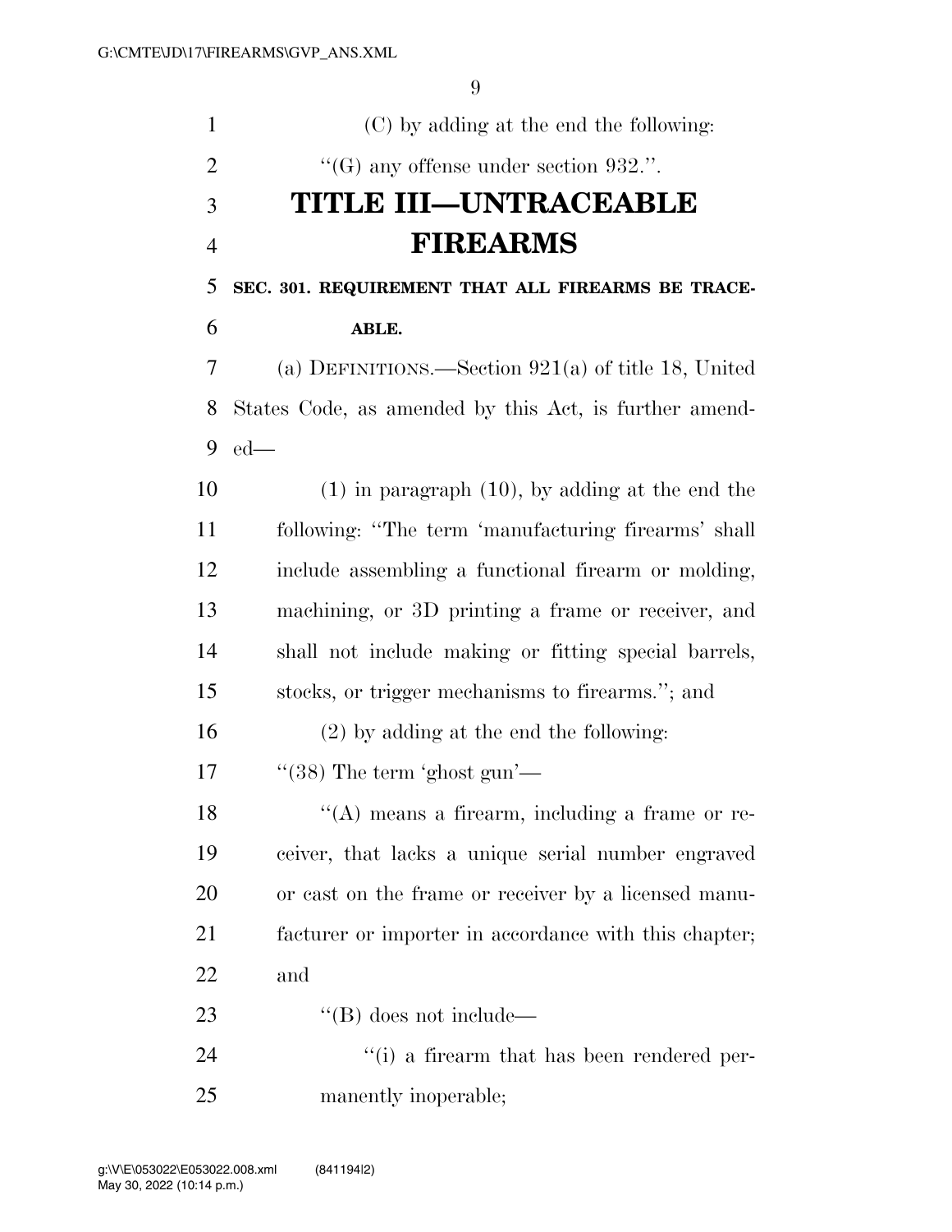(C) by adding at the end the following:

''(G) any offense under section 932.''.

# TITLE III—UNTRACEABLE FIREARMS

**SEC. 301. REQUIREMENT THAT ALL FIREARMS BE TRACEABLE.**

(a) DEFINITIONS.—Section 921(a) of title 18, United States Code, as amended by this Act, is further amended—

(1) in paragraph (10), by adding at the end the following: ''The term 'manufacturing firearms' shall include assembling a functional firearm or molding, machining, or 3D printing a frame or receiver, and shall not include making or fitting special barrels, stocks, or trigger mechanisms to firearms.''; and

(2) by adding at the end the following:

''(38) The term 'ghost gun'—

''(A) means a firearm, including a frame or receiver, that lacks a unique serial number engraved or cast on the frame or receiver by a licensed manufacturer or importer in accordance with this chapter; and

''(B) does not include—

''(i) a firearm that has been rendered permanently inoperable;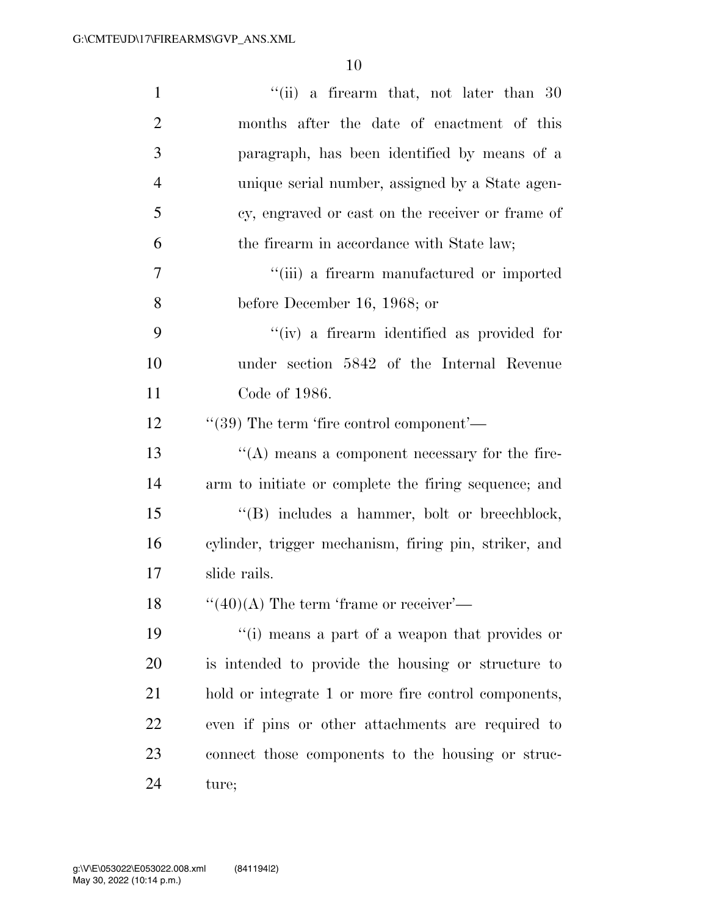''(ii) a firearm that, not later than 30 months after the date of enactment of this paragraph, has been identified by means of a unique serial number, assigned by a State agency, engraved or cast on the receiver or frame of the firearm in accordance with State law;

''(iii) a firearm manufactured or imported before December 16, 1968; or

''(iv) a firearm identified as provided for under section 5842 of the Internal Revenue Code of 1986.

''(39) The term 'fire control component'—

''(A) means a component necessary for the firearm to initiate or complete the firing sequence; and

''(B) includes a hammer, bolt or breechblock, cylinder, trigger mechanism, firing pin, striker, and slide rails.

''(40)(A) The term 'frame or receiver'—

''(i) means a part of a weapon that provides or is intended to provide the housing or structure to hold or integrate 1 or more fire control components, even if pins or other attachments are required to connect those components to the housing or structure;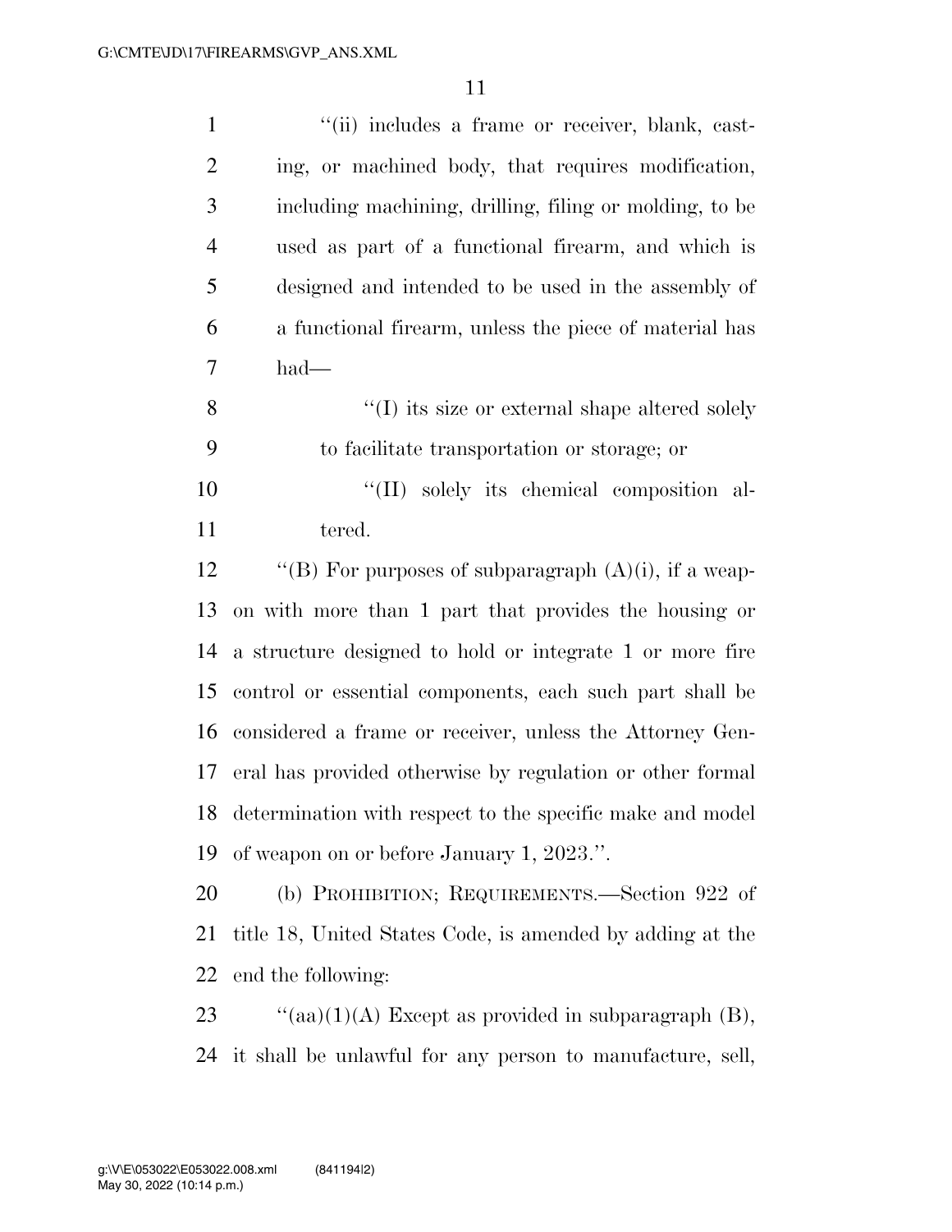''(ii) includes a frame or receiver, blank, casting, or machined body, that requires modification, including machining, drilling, filing or molding, to be used as part of a functional firearm, and which is designed and intended to be used in the assembly of a functional firearm, unless the piece of material has had—

''(I) its size or external shape altered solely to facilitate transportation or storage; or

''(II) solely its chemical composition altered.

''(B) For purposes of subparagraph (A)(i), if a weapon with more than 1 part that provides the housing or a structure designed to hold or integrate 1 or more fire control or essential components, each such part shall be considered a frame or receiver, unless the Attorney General has provided otherwise by regulation or other formal determination with respect to the specific make and model of weapon on or before January 1, 2023.''.

(b) PROHIBITION; REQUIREMENTS.—Section 922 of title 18, United States Code, is amended by adding at the end the following:

''(aa)(1)(A) Except as provided in subparagraph (B), it shall be unlawful for any person to manufacture, sell,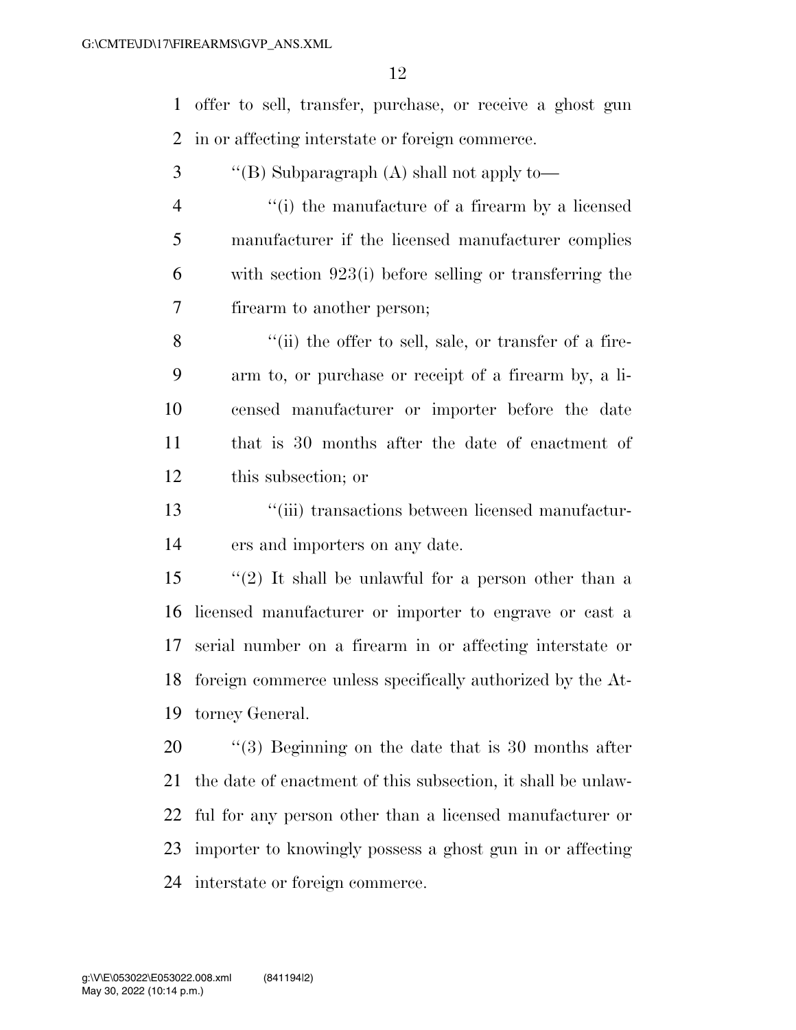offer to sell, transfer, purchase, or receive a ghost gun in or affecting interstate or foreign commerce.

"(B) Subparagraph (A) shall not apply to—

"(i) the manufacture of a firearm by a licensed manufacturer if the licensed manufacturer complies with section 923(i) before selling or transferring the firearm to another person;

"(ii) the offer to sell, sale, or transfer of a firearm to, or purchase or receipt of a firearm by, a licensed manufacturer or importer before the date that is 30 months after the date of enactment of this subsection; or

"(iii) transactions between licensed manufacturers and importers on any date.

"(2) It shall be unlawful for a person other than a licensed manufacturer or importer to engrave or cast a serial number on a firearm in or affecting interstate or foreign commerce unless specifically authorized by the Attorney General.

"(3) Beginning on the date that is 30 months after the date of enactment of this subsection, it shall be unlawful for any person other than a licensed manufacturer or importer to knowingly possess a ghost gun in or affecting interstate or foreign commerce.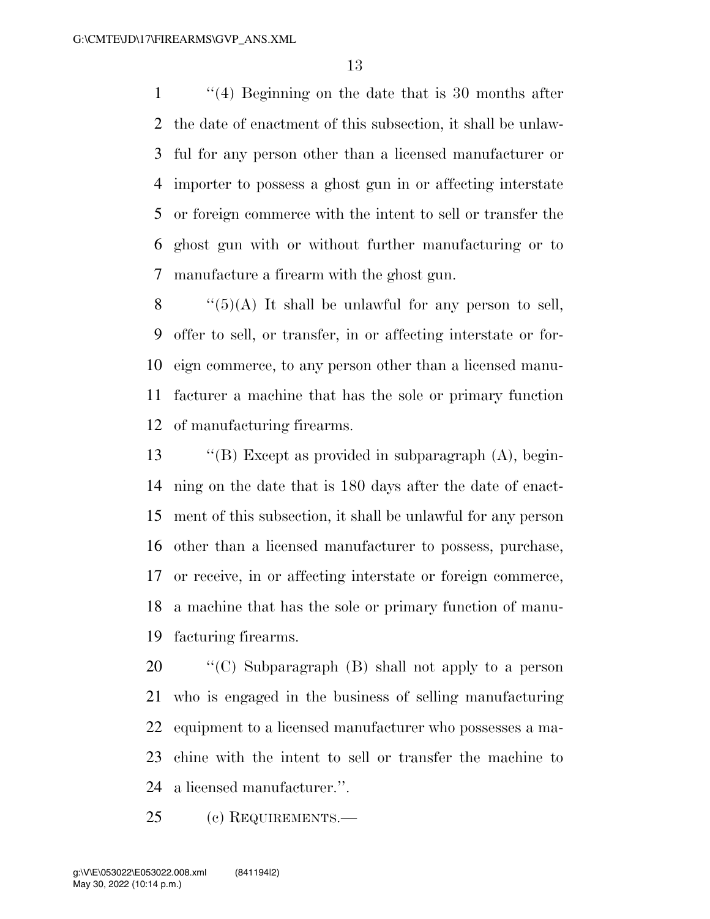"(4) Beginning on the date that is 30 months after the date of enactment of this subsection, it shall be unlawful for any person other than a licensed manufacturer or importer to possess a ghost gun in or affecting interstate or foreign commerce with the intent to sell or transfer the ghost gun with or without further manufacturing or to manufacture a firearm with the ghost gun.

"(5)(A) It shall be unlawful for any person to sell, offer to sell, or transfer, in or affecting interstate or foreign commerce, to any person other than a licensed manufacturer a machine that has the sole or primary function of manufacturing firearms.

"(B) Except as provided in subparagraph (A), beginning on the date that is 180 days after the date of enactment of this subsection, it shall be unlawful for any person other than a licensed manufacturer to possess, purchase, or receive, in or affecting interstate or foreign commerce, a machine that has the sole or primary function of manufacturing firearms.

"(C) Subparagraph (B) shall not apply to a person who is engaged in the business of selling manufacturing equipment to a licensed manufacturer who possesses a machine with the intent to sell or transfer the machine to a licensed manufacturer.".

(c) REQUIREMENTS.—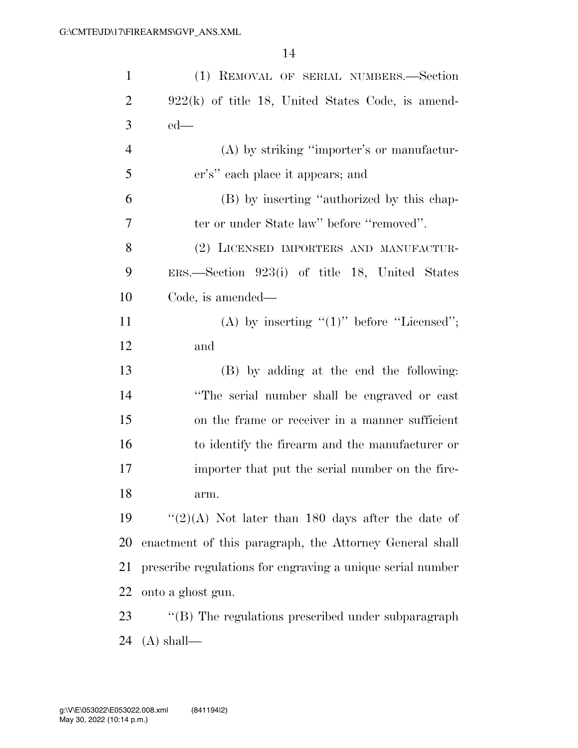(1) REMOVAL OF SERIAL NUMBERS.—Section 922(k) of title 18, United States Code, is amended—

(A) by striking ''importer's or manufacturer's'' each place it appears; and

(B) by inserting ''authorized by this chapter or under State law'' before ''removed''.

(2) LICENSED IMPORTERS AND MANUFACTURERS.—Section 923(i) of title 18, United States Code, is amended—

(A) by inserting ''(1)'' before ''Licensed''; and

(B) by adding at the end the following: ''The serial number shall be engraved or cast on the frame or receiver in a manner sufficient to identify the firearm and the manufacturer or importer that put the serial number on the firearm.

''(2)(A) Not later than 180 days after the date of enactment of this paragraph, the Attorney General shall prescribe regulations for engraving a unique serial number onto a ghost gun.

''(B) The regulations prescribed under subparagraph (A) shall—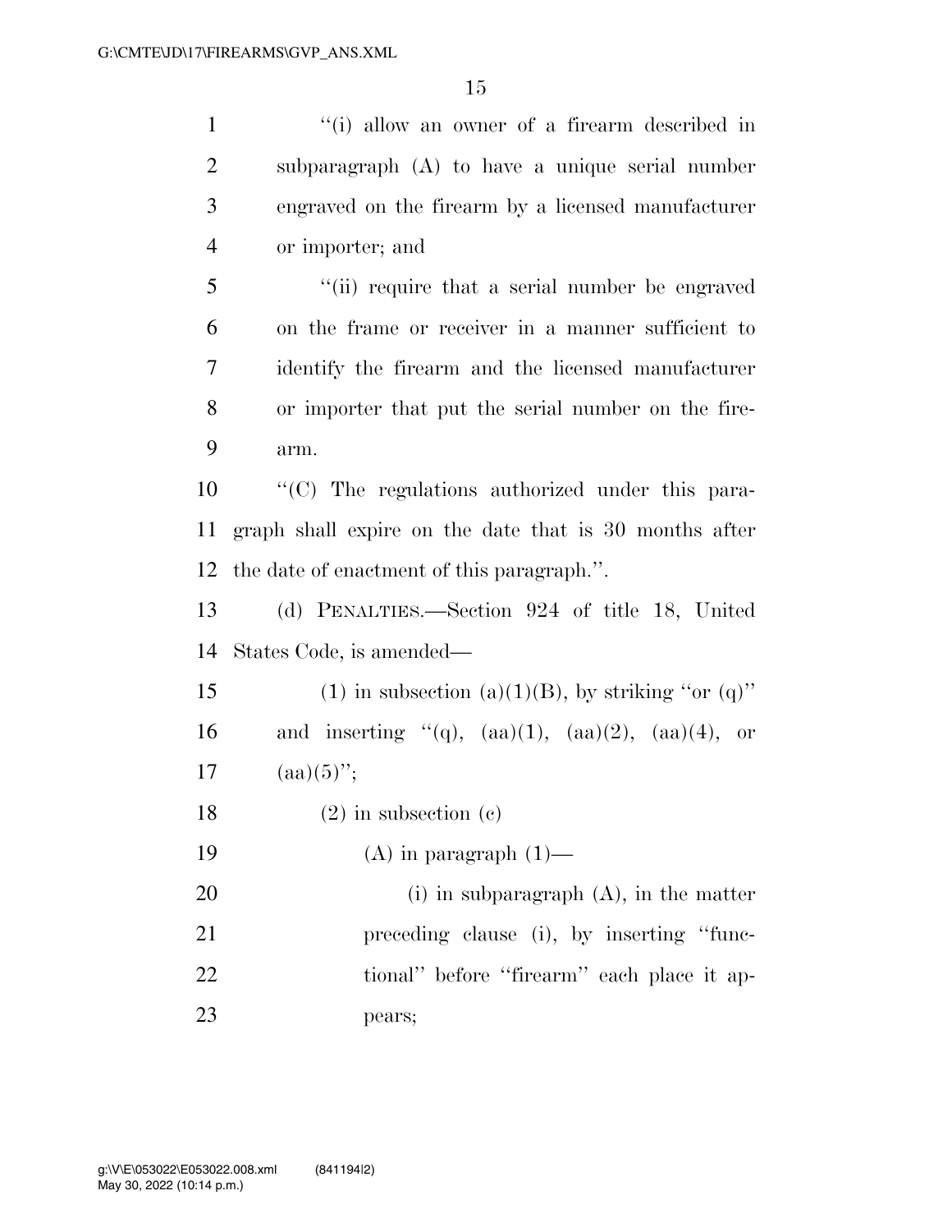''(i) allow an owner of a firearm described in subparagraph (A) to have a unique serial number engraved on the firearm by a licensed manufacturer or importer; and

''(ii) require that a serial number be engraved on the frame or receiver in a manner sufficient to identify the firearm and the licensed manufacturer or importer that put the serial number on the firearm.

''(C) The regulations authorized under this paragraph shall expire on the date that is 30 months after the date of enactment of this paragraph.''.

(d) PENALTIES.—Section 924 of title 18, United States Code, is amended—

(1) in subsection (a)(1)(B), by striking ''or (q)'' and inserting ''(q), (aa)(1), (aa)(2), (aa)(4), or (aa)(5)'';

(2) in subsection (c)

(A) in paragraph (1)—

(i) in subparagraph (A), in the matter preceding clause (i), by inserting ''functional'' before ''firearm'' each place it appears;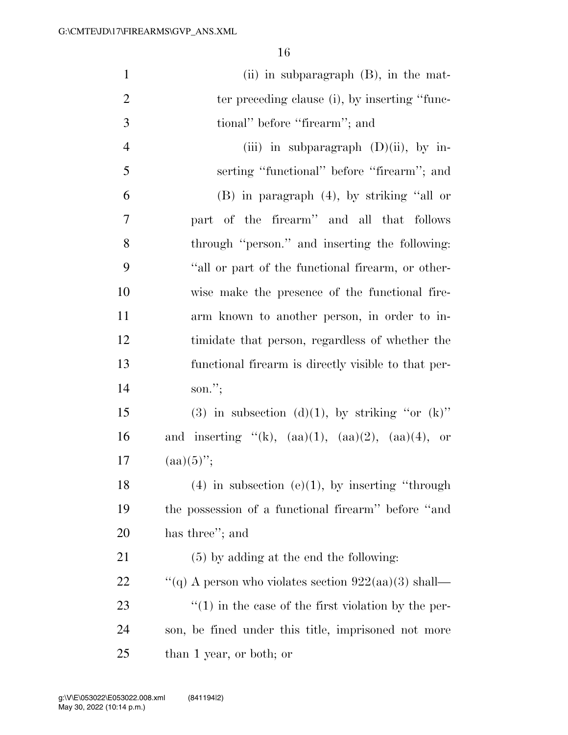(ii) in subparagraph (B), in the matter preceding clause (i), by inserting ''functional'' before ''firearm''; and

(iii) in subparagraph (D)(ii), by inserting ''functional'' before ''firearm''; and

(B) in paragraph (4), by striking ''all or part of the firearm'' and all that follows through ''person.'' and inserting the following: ''all or part of the functional firearm, or otherwise make the presence of the functional firearm known to another person, in order to intimidate that person, regardless of whether the functional firearm is directly visible to that person.'';

(3) in subsection (d)(1), by striking ''or (k)'' and inserting ''(k), (aa)(1), (aa)(2), (aa)(4), or (aa)(5)'';

(4) in subsection (e)(1), by inserting ''through the possession of a functional firearm'' before ''and has three''; and

(5) by adding at the end the following:

''(q) A person who violates section 922(aa)(3) shall—

''(1) in the case of the first violation by the person, be fined under this title, imprisoned not more than 1 year, or both; or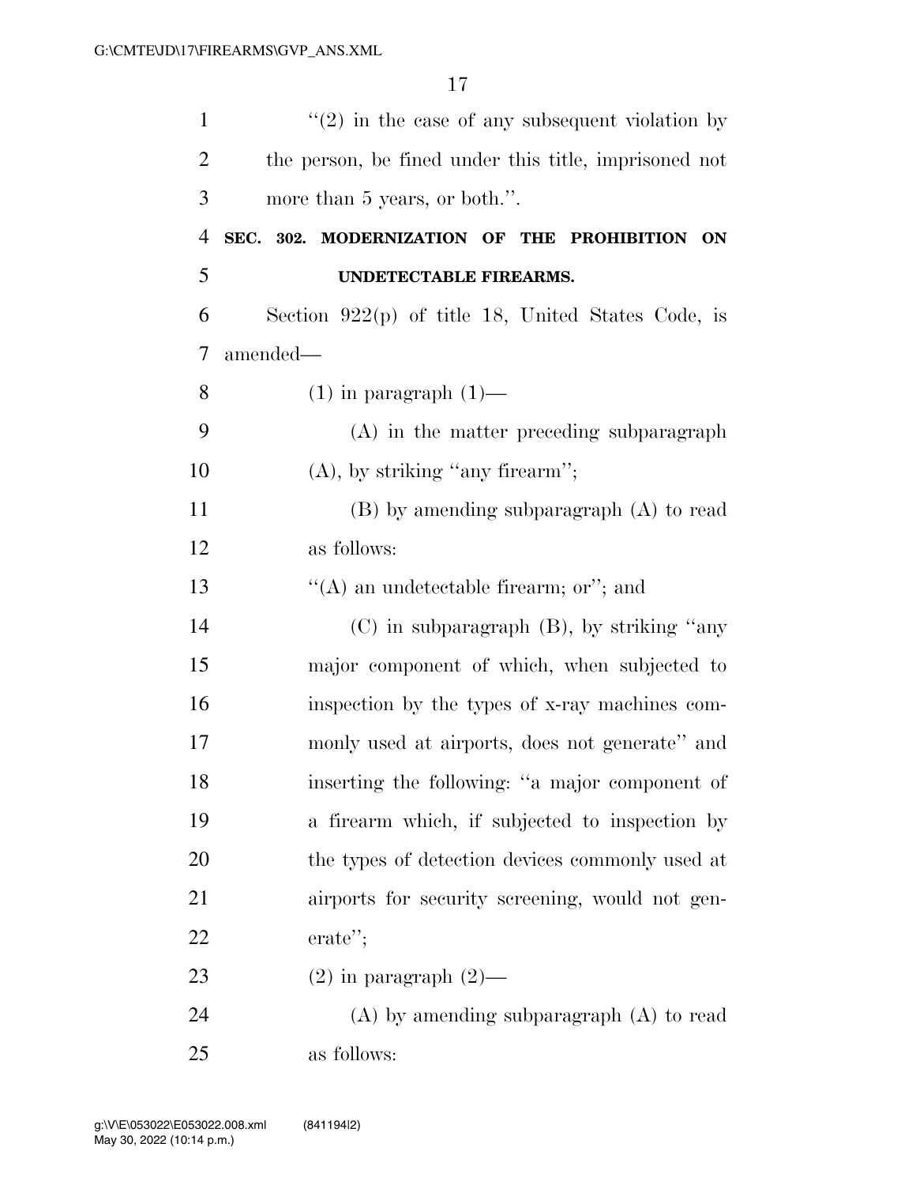''(2) in the case of any subsequent violation by the person, be fined under this title, imprisoned not more than 5 years, or both.''.

**SEC. 302. MODERNIZATION OF THE PROHIBITION ON UNDETECTABLE FIREARMS.**

Section 922(p) of title 18, United States Code, is amended—

(1) in paragraph (1)—

(A) in the matter preceding subparagraph (A), by striking ''any firearm'';

(B) by amending subparagraph (A) to read as follows:

''(A) an undetectable firearm; or''; and

(C) in subparagraph (B), by striking ''any major component of which, when subjected to inspection by the types of x-ray machines commonly used at airports, does not generate'' and inserting the following: ''a major component of a firearm which, if subjected to inspection by the types of detection devices commonly used at airports for security screening, would not generate'';

(2) in paragraph (2)—

(A) by amending subparagraph (A) to read as follows: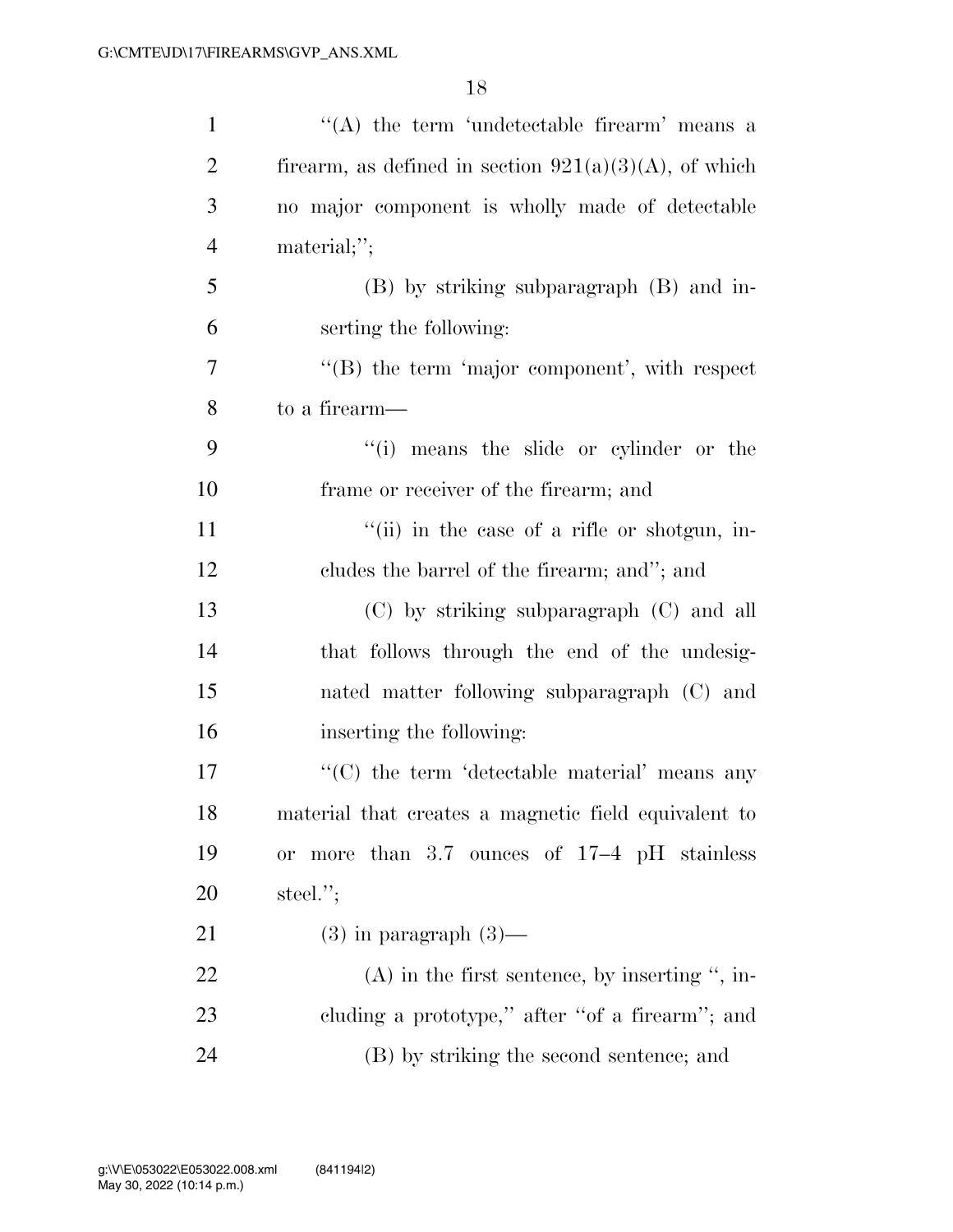''(A) the term 'undetectable firearm' means a firearm, as defined in section 921(a)(3)(A), of which no major component is wholly made of detectable material;'';

(B) by striking subparagraph (B) and inserting the following:

''(B) the term 'major component', with respect to a firearm—

''(i) means the slide or cylinder or the frame or receiver of the firearm; and

''(ii) in the case of a rifle or shotgun, includes the barrel of the firearm; and''; and

(C) by striking subparagraph (C) and all that follows through the end of the undesignated matter following subparagraph (C) and inserting the following:

''(C) the term 'detectable material' means any material that creates a magnetic field equivalent to or more than 3.7 ounces of 17–4 pH stainless steel.'';

(3) in paragraph (3)—

(A) in the first sentence, by inserting '', including a prototype,'' after ''of a firearm''; and

(B) by striking the second sentence; and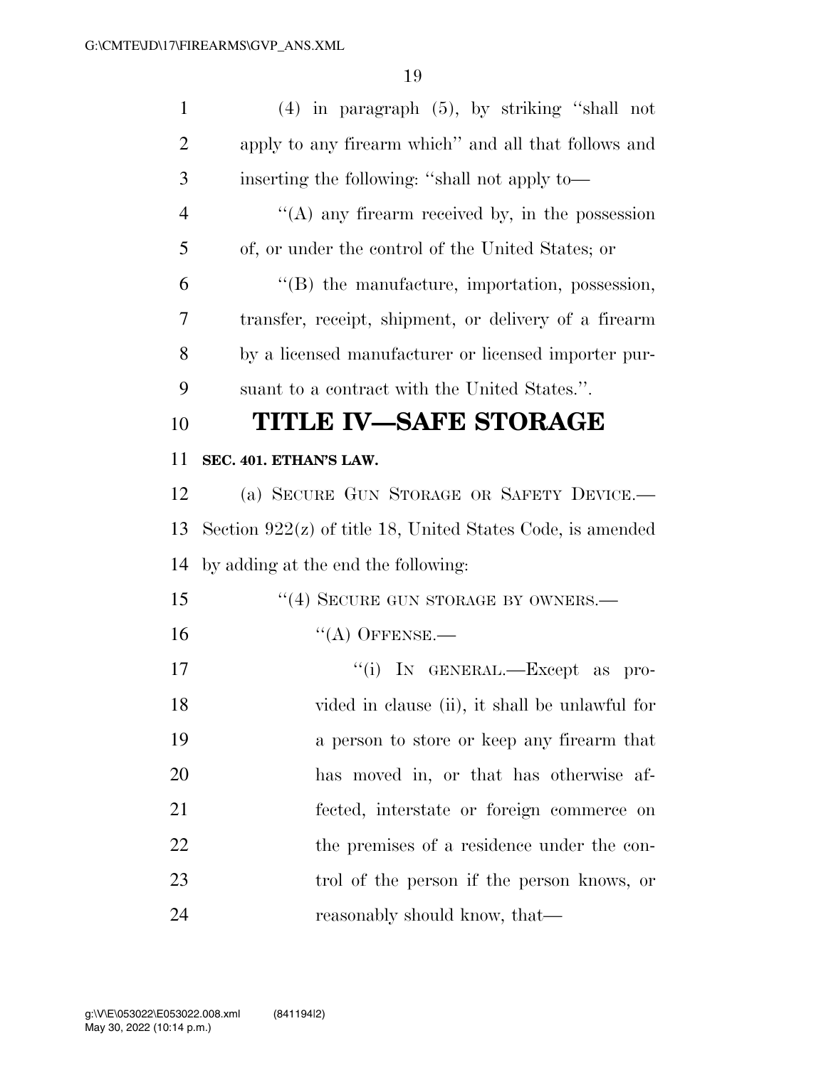(4) in paragraph (5), by striking "shall not apply to any firearm which" and all that follows and inserting the following: "shall not apply to—

"(A) any firearm received by, in the possession of, or under the control of the United States; or

"(B) the manufacture, importation, possession, transfer, receipt, shipment, or delivery of a firearm by a licensed manufacturer or licensed importer pursuant to a contract with the United States.".

# TITLE IV—SAFE STORAGE

**SEC. 401. ETHAN'S LAW.**

(a) SECURE GUN STORAGE OR SAFETY DEVICE.—Section 922(z) of title 18, United States Code, is amended by adding at the end the following:

"(4) SECURE GUN STORAGE BY OWNERS.—

"(A) OFFENSE.—

"(i) IN GENERAL.—Except as provided in clause (ii), it shall be unlawful for a person to store or keep any firearm that has moved in, or that has otherwise affected, interstate or foreign commerce on the premises of a residence under the control of the person if the person knows, or reasonably should know, that—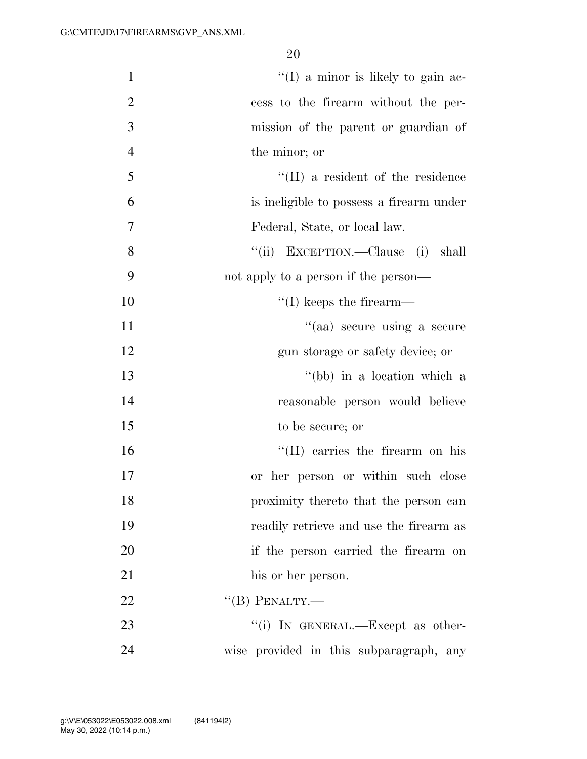''(I) a minor is likely to gain access to the firearm without the permission of the parent or guardian of the minor; or

''(II) a resident of the residence is ineligible to possess a firearm under Federal, State, or local law.

''(ii) EXCEPTION.—Clause (i) shall not apply to a person if the person—

''(I) keeps the firearm—

''(aa) secure using a secure gun storage or safety device; or

''(bb) in a location which a reasonable person would believe to be secure; or

''(II) carries the firearm on his or her person or within such close proximity thereto that the person can readily retrieve and use the firearm as if the person carried the firearm on his or her person.

''(B) PENALTY.—

''(i) IN GENERAL.—Except as otherwise provided in this subparagraph, any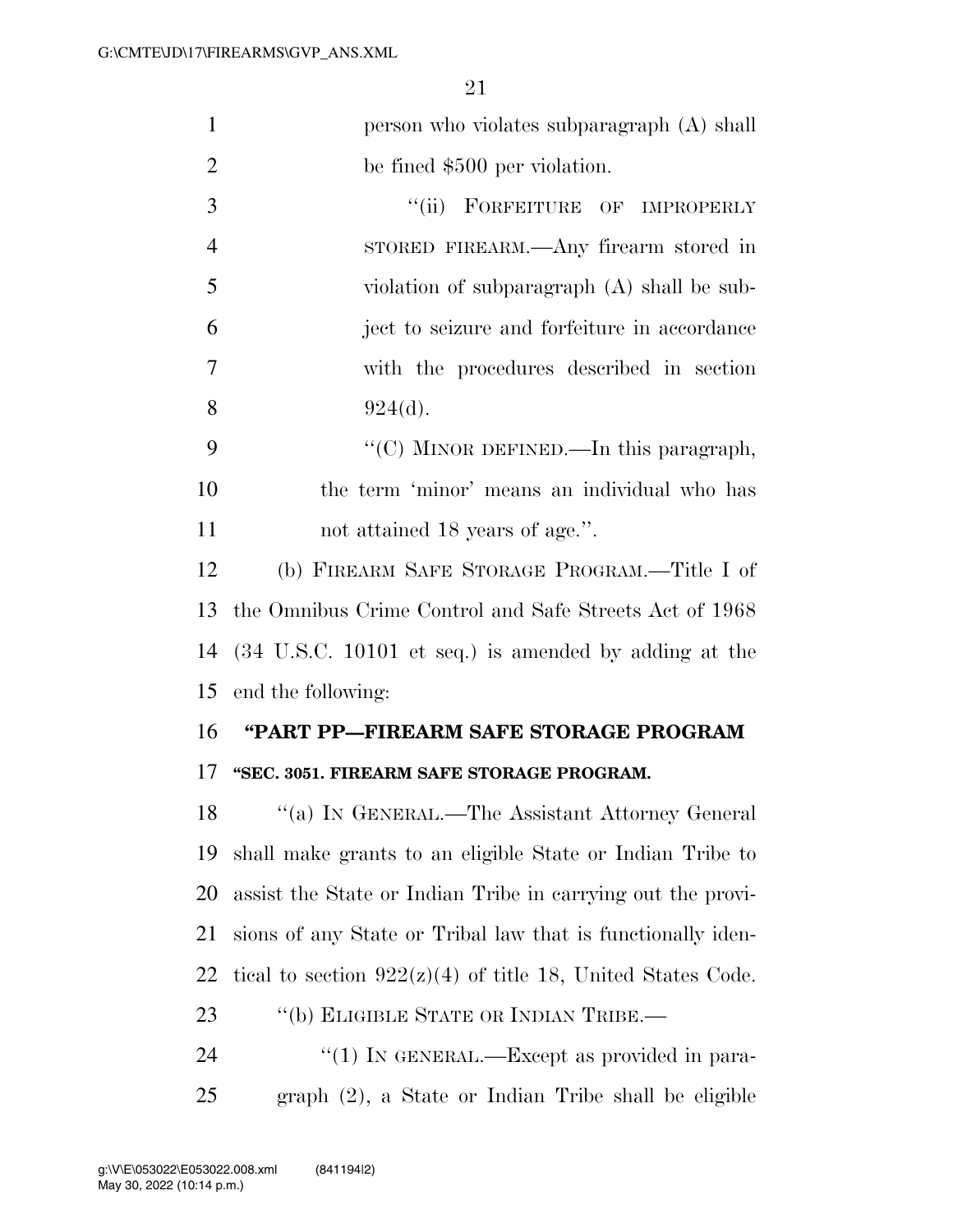person who violates subparagraph (A) shall be fined $500 per violation.

"(ii) FORFEITURE OF IMPROPERLY STORED FIREARM.—Any firearm stored in violation of subparagraph (A) shall be subject to seizure and forfeiture in accordance with the procedures described in section 924(d).

"(C) MINOR DEFINED.—In this paragraph, the term 'minor' means an individual who has not attained 18 years of age.".

(b) FIREARM SAFE STORAGE PROGRAM.—Title I of the Omnibus Crime Control and Safe Streets Act of 1968 (34 U.S.C. 10101 et seq.) is amended by adding at the end the following:

**"PART PP—FIREARM SAFE STORAGE PROGRAM**

**"SEC. 3051. FIREARM SAFE STORAGE PROGRAM.**

"(a) IN GENERAL.—The Assistant Attorney General shall make grants to an eligible State or Indian Tribe to assist the State or Indian Tribe in carrying out the provisions of any State or Tribal law that is functionally identical to section 922(z)(4) of title 18, United States Code.

"(b) ELIGIBLE STATE OR INDIAN TRIBE.—

"(1) IN GENERAL.—Except as provided in paragraph (2), a State or Indian Tribe shall be eligible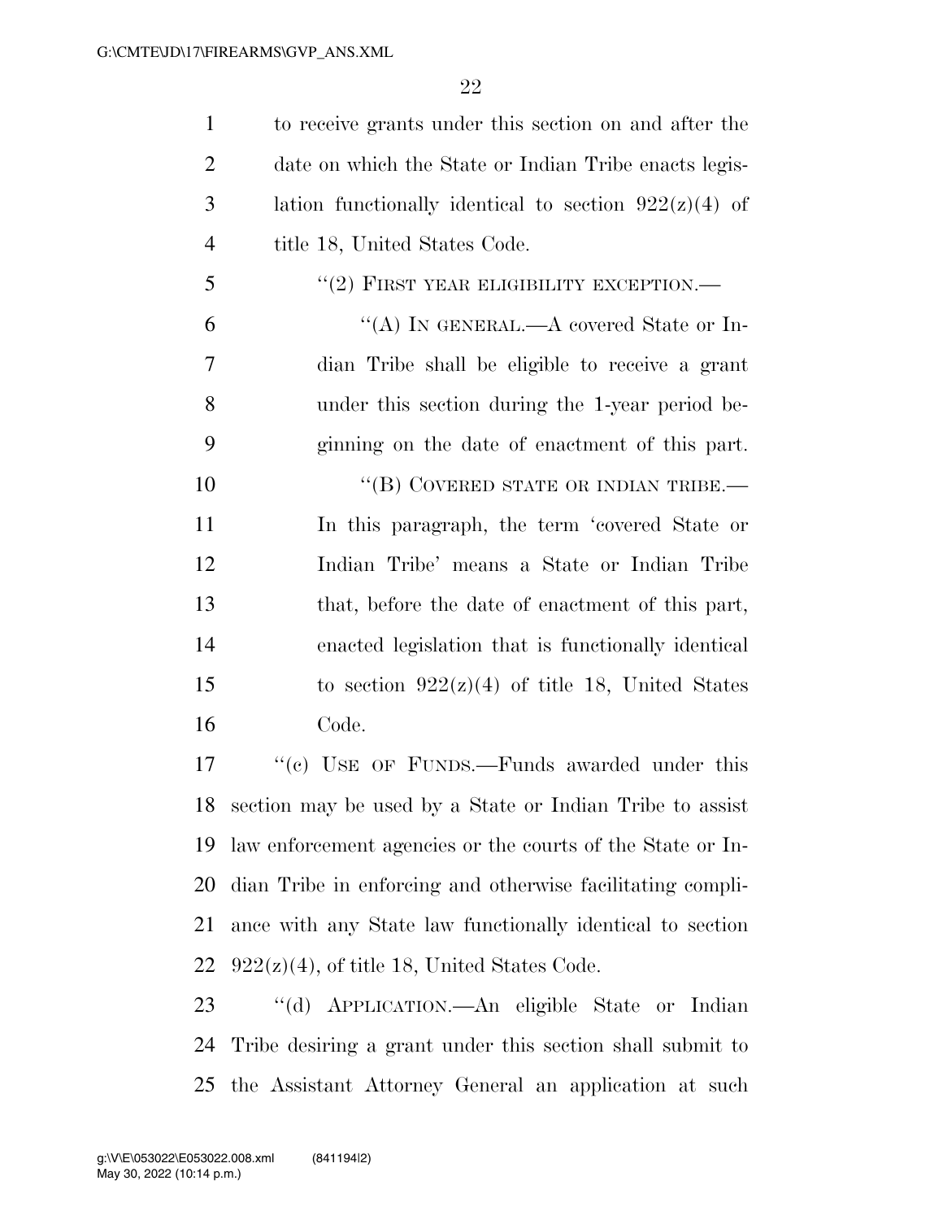to receive grants under this section on and after the date on which the State or Indian Tribe enacts legislation functionally identical to section 922(z)(4) of title 18, United States Code.

"(2) FIRST YEAR ELIGIBILITY EXCEPTION.—

"(A) IN GENERAL.—A covered State or Indian Tribe shall be eligible to receive a grant under this section during the 1-year period beginning on the date of enactment of this part.

"(B) COVERED STATE OR INDIAN TRIBE.—In this paragraph, the term 'covered State or Indian Tribe' means a State or Indian Tribe that, before the date of enactment of this part, enacted legislation that is functionally identical to section 922(z)(4) of title 18, United States Code.

"(c) USE OF FUNDS.—Funds awarded under this section may be used by a State or Indian Tribe to assist law enforcement agencies or the courts of the State or Indian Tribe in enforcing and otherwise facilitating compliance with any State law functionally identical to section 922(z)(4), of title 18, United States Code.

"(d) APPLICATION.—An eligible State or Indian Tribe desiring a grant under this section shall submit to the Assistant Attorney General an application at such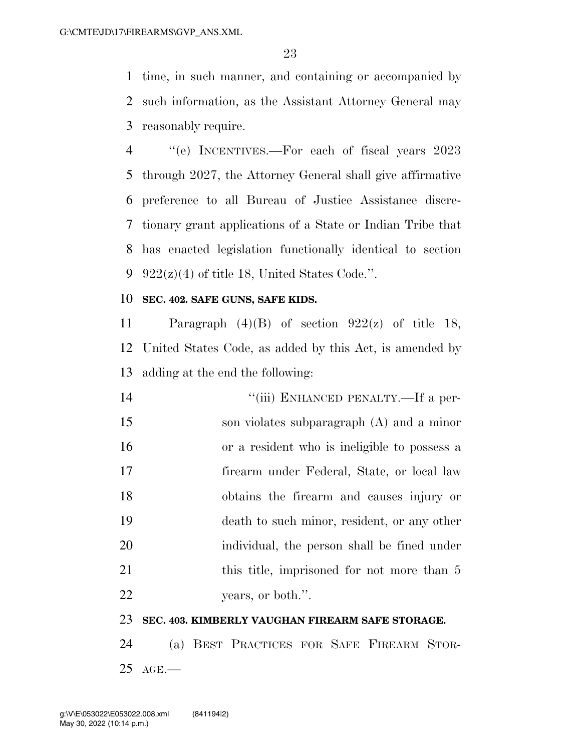time, in such manner, and containing or accompanied by such information, as the Assistant Attorney General may reasonably require.

"(e) INCENTIVES.—For each of fiscal years 2023 through 2027, the Attorney General shall give affirmative preference to all Bureau of Justice Assistance discretionary grant applications of a State or Indian Tribe that has enacted legislation functionally identical to section 922(z)(4) of title 18, United States Code.".

**SEC. 402. SAFE GUNS, SAFE KIDS.**

Paragraph (4)(B) of section 922(z) of title 18, United States Code, as added by this Act, is amended by adding at the end the following:

"(iii) ENHANCED PENALTY.—If a person violates subparagraph (A) and a minor or a resident who is ineligible to possess a firearm under Federal, State, or local law obtains the firearm and causes injury or death to such minor, resident, or any other individual, the person shall be fined under this title, imprisoned for not more than 5 years, or both.".

**SEC. 403. KIMBERLY VAUGHAN FIREARM SAFE STORAGE.**

(a) BEST PRACTICES FOR SAFE FIREARM STORAGE.—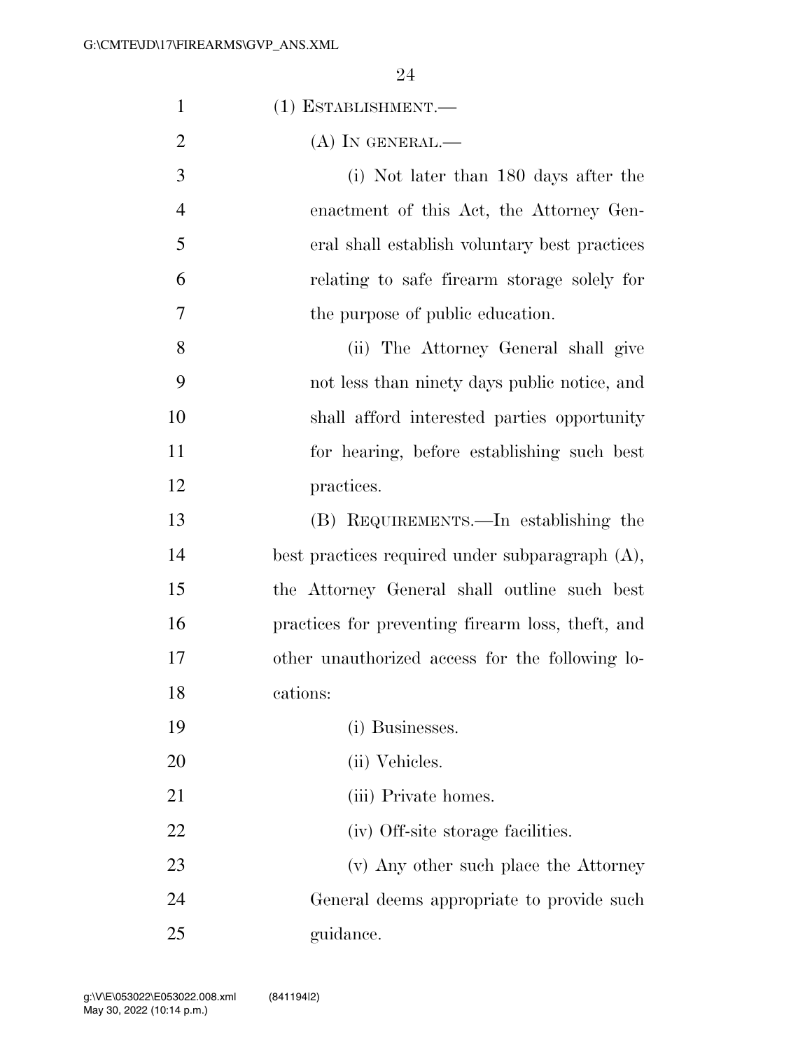(1) ESTABLISHMENT.—

(A) IN GENERAL.—

(i) Not later than 180 days after the enactment of this Act, the Attorney General shall establish voluntary best practices relating to safe firearm storage solely for the purpose of public education.

(ii) The Attorney General shall give not less than ninety days public notice, and shall afford interested parties opportunity for hearing, before establishing such best practices.

(B) REQUIREMENTS.—In establishing the best practices required under subparagraph (A), the Attorney General shall outline such best practices for preventing firearm loss, theft, and other unauthorized access for the following locations:

(i) Businesses.

(ii) Vehicles.

(iii) Private homes.

(iv) Off-site storage facilities.

(v) Any other such place the Attorney General deems appropriate to provide such guidance.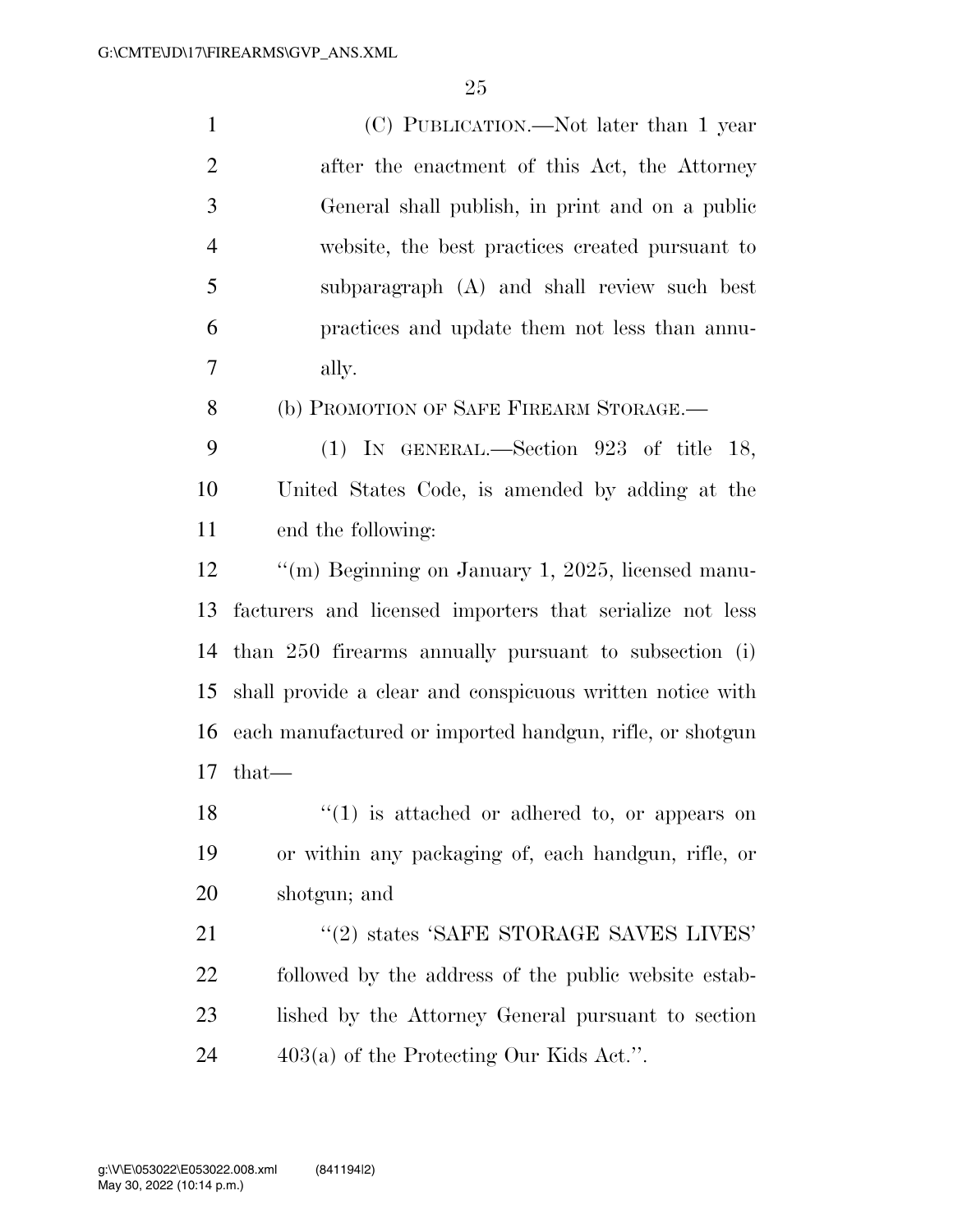(C) PUBLICATION.—Not later than 1 year after the enactment of this Act, the Attorney General shall publish, in print and on a public website, the best practices created pursuant to subparagraph (A) and shall review such best practices and update them not less than annually.

(b) PROMOTION OF SAFE FIREARM STORAGE.—

(1) IN GENERAL.—Section 923 of title 18, United States Code, is amended by adding at the end the following:

''(m) Beginning on January 1, 2025, licensed manufacturers and licensed importers that serialize not less than 250 firearms annually pursuant to subsection (i) shall provide a clear and conspicuous written notice with each manufactured or imported handgun, rifle, or shotgun that—

''(1) is attached or adhered to, or appears on or within any packaging of, each handgun, rifle, or shotgun; and

''(2) states 'SAFE STORAGE SAVES LIVES' followed by the address of the public website established by the Attorney General pursuant to section 403(a) of the Protecting Our Kids Act.''.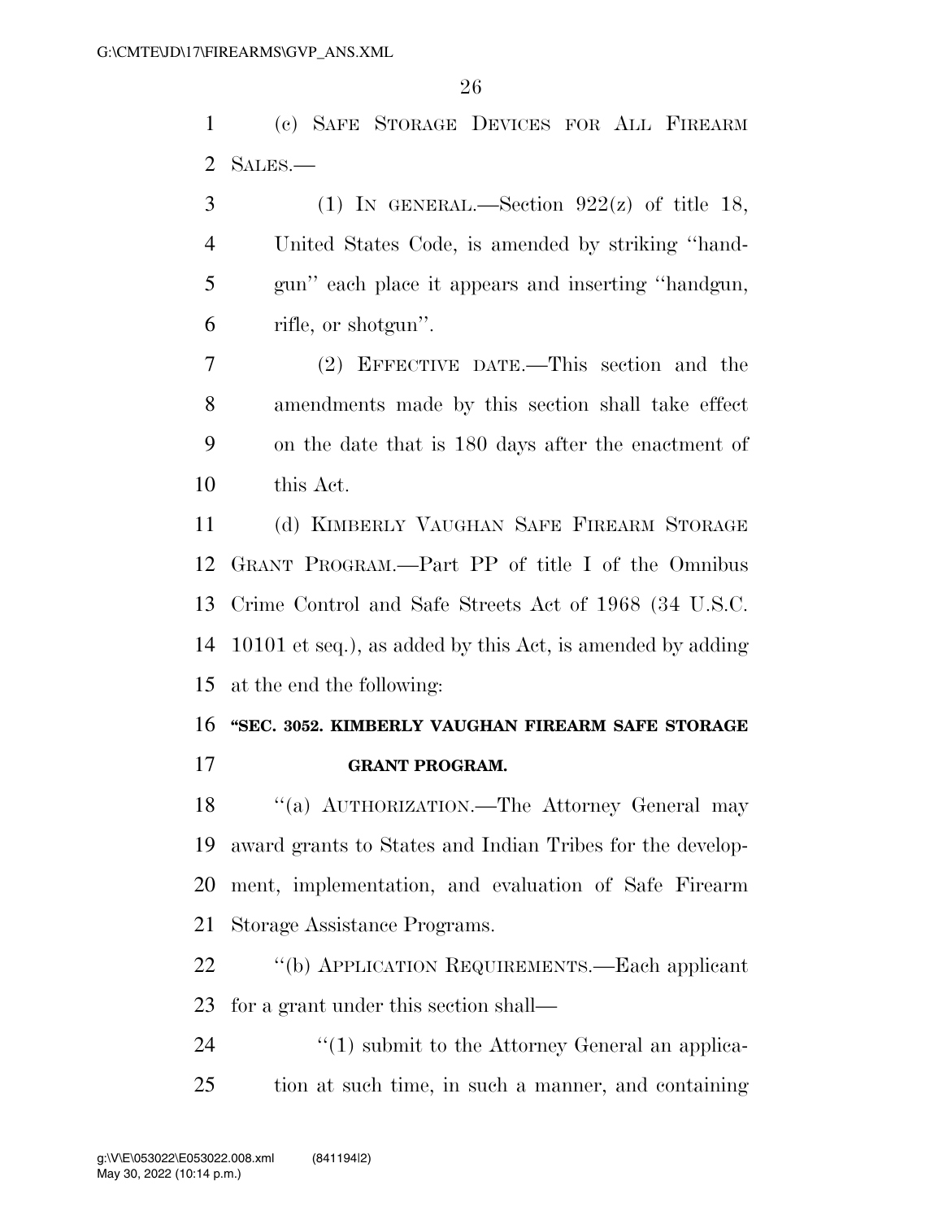(c) SAFE STORAGE DEVICES FOR ALL FIREARM SALES.—

(1) IN GENERAL.—Section 922(z) of title 18, United States Code, is amended by striking ''handgun'' each place it appears and inserting ''handgun, rifle, or shotgun''.

(2) EFFECTIVE DATE.—This section and the amendments made by this section shall take effect on the date that is 180 days after the enactment of this Act.

(d) KIMBERLY VAUGHAN SAFE FIREARM STORAGE GRANT PROGRAM.—Part PP of title I of the Omnibus Crime Control and Safe Streets Act of 1968 (34 U.S.C. 10101 et seq.), as added by this Act, is amended by adding at the end the following:

**''SEC. 3052. KIMBERLY VAUGHAN FIREARM SAFE STORAGE GRANT PROGRAM.**

''(a) AUTHORIZATION.—The Attorney General may award grants to States and Indian Tribes for the development, implementation, and evaluation of Safe Firearm Storage Assistance Programs.

''(b) APPLICATION REQUIREMENTS.—Each applicant for a grant under this section shall—

''(1) submit to the Attorney General an application at such time, in such a manner, and containing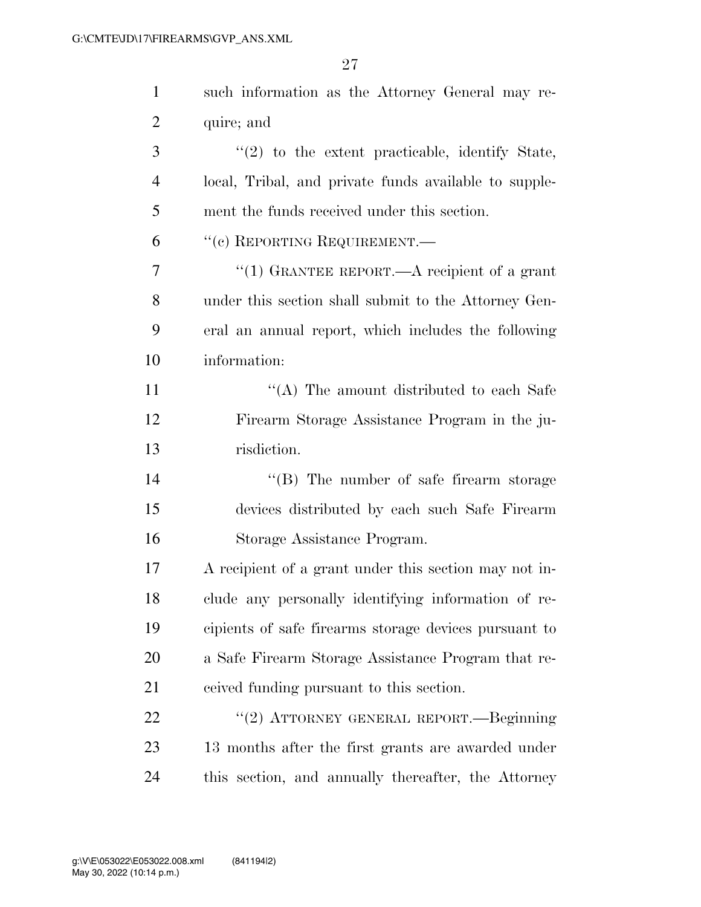such information as the Attorney General may require; and

"(2) to the extent practicable, identify State, local, Tribal, and private funds available to supplement the funds received under this section.

"(c) REPORTING REQUIREMENT.—

"(1) GRANTEE REPORT.—A recipient of a grant under this section shall submit to the Attorney General an annual report, which includes the following information:

"(A) The amount distributed to each Safe Firearm Storage Assistance Program in the jurisdiction.

"(B) The number of safe firearm storage devices distributed by each such Safe Firearm Storage Assistance Program.

A recipient of a grant under this section may not include any personally identifying information of recipients of safe firearms storage devices pursuant to a Safe Firearm Storage Assistance Program that received funding pursuant to this section.

"(2) ATTORNEY GENERAL REPORT.—Beginning 13 months after the first grants are awarded under this section, and annually thereafter, the Attorney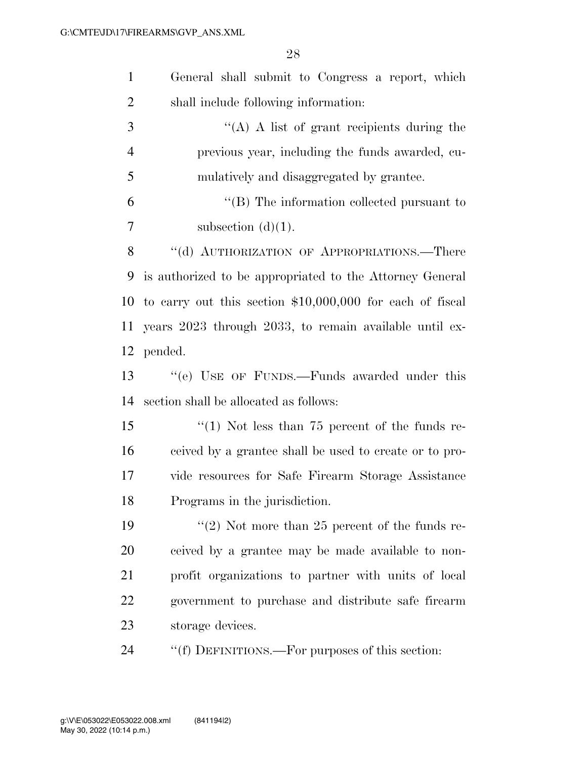General shall submit to Congress a report, which shall include following information:

''(A) A list of grant recipients during the previous year, including the funds awarded, cumulatively and disaggregated by grantee.

''(B) The information collected pursuant to subsection (d)(1).

''(d) AUTHORIZATION OF APPROPRIATIONS.—There is authorized to be appropriated to the Attorney General to carry out this section $10,000,000 for each of fiscal years 2023 through 2033, to remain available until expended.

''(e) USE OF FUNDS.—Funds awarded under this section shall be allocated as follows:

''(1) Not less than 75 percent of the funds received by a grantee shall be used to create or to provide resources for Safe Firearm Storage Assistance Programs in the jurisdiction.

''(2) Not more than 25 percent of the funds received by a grantee may be made available to nonprofit organizations to partner with units of local government to purchase and distribute safe firearm storage devices.

''(f) DEFINITIONS.—For purposes of this section: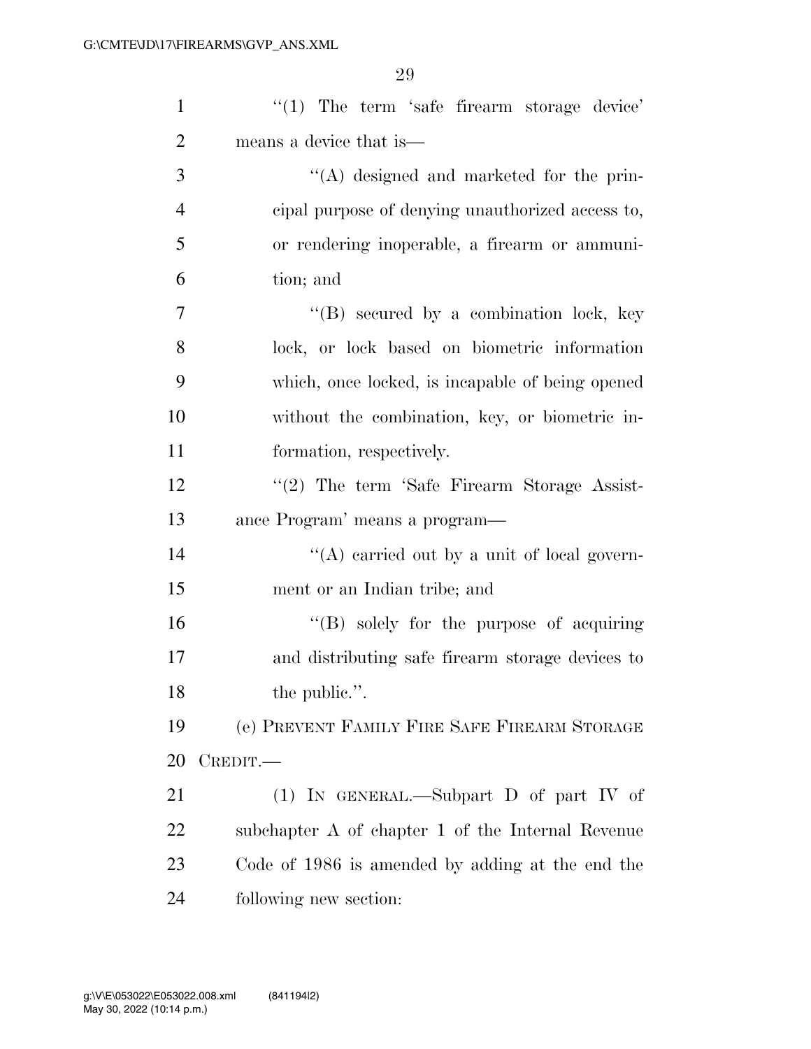''(1) The term 'safe firearm storage device' means a device that is—

''(A) designed and marketed for the principal purpose of denying unauthorized access to, or rendering inoperable, a firearm or ammunition; and

''(B) secured by a combination lock, key lock, or lock based on biometric information which, once locked, is incapable of being opened without the combination, key, or biometric information, respectively.

''(2) The term 'Safe Firearm Storage Assistance Program' means a program—

''(A) carried out by a unit of local government or an Indian tribe; and

''(B) solely for the purpose of acquiring and distributing safe firearm storage devices to the public.''.

(e) PREVENT FAMILY FIRE SAFE FIREARM STORAGE CREDIT.—

(1) IN GENERAL.—Subpart D of part IV of subchapter A of chapter 1 of the Internal Revenue Code of 1986 is amended by adding at the end the following new section: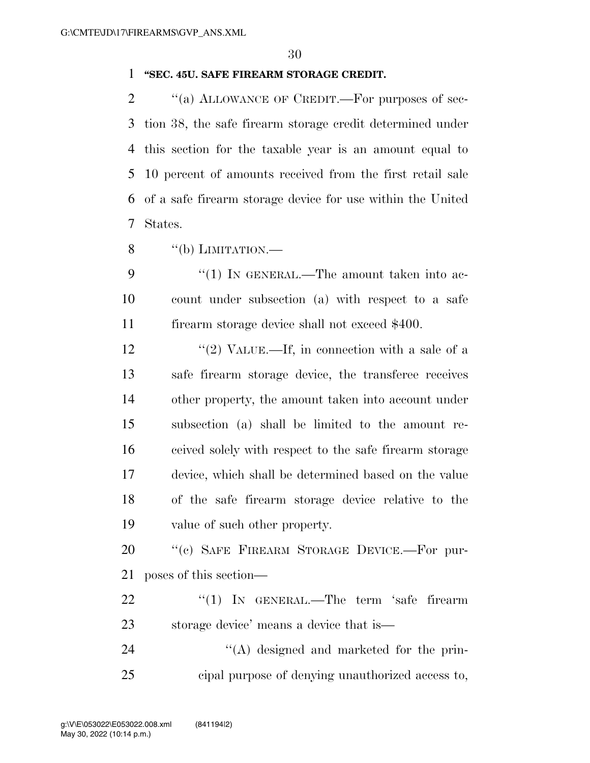**"SEC. 45U. SAFE FIREARM STORAGE CREDIT.**

''(a) ALLOWANCE OF CREDIT.—For purposes of section 38, the safe firearm storage credit determined under this section for the taxable year is an amount equal to 10 percent of amounts received from the first retail sale of a safe firearm storage device for use within the United States.

''(b) LIMITATION.—

''(1) IN GENERAL.—The amount taken into account under subsection (a) with respect to a safe firearm storage device shall not exceed $400.

''(2) VALUE.—If, in connection with a sale of a safe firearm storage device, the transferee receives other property, the amount taken into account under subsection (a) shall be limited to the amount received solely with respect to the safe firearm storage device, which shall be determined based on the value of the safe firearm storage device relative to the value of such other property.

''(c) SAFE FIREARM STORAGE DEVICE.—For purposes of this section—

''(1) IN GENERAL.—The term 'safe firearm storage device' means a device that is—

''(A) designed and marketed for the principal purpose of denying unauthorized access to,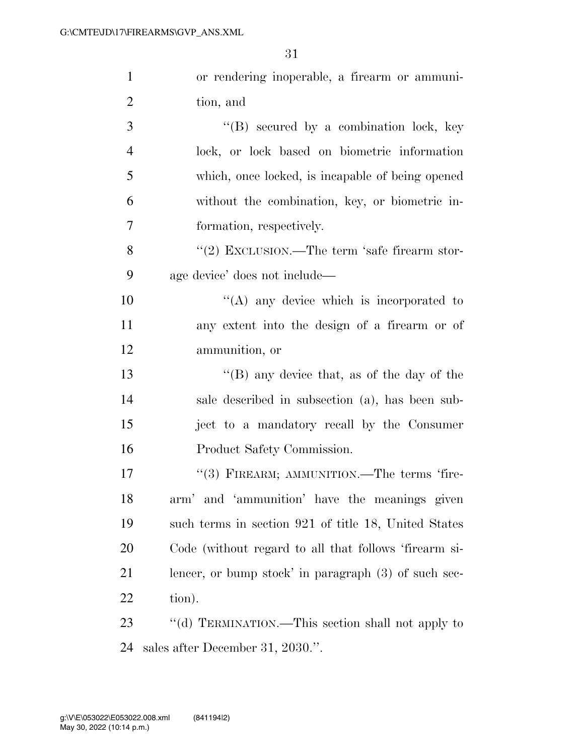or rendering inoperable, a firearm or ammunition, and

"(B) secured by a combination lock, key lock, or lock based on biometric information which, once locked, is incapable of being opened without the combination, key, or biometric information, respectively.

"(2) EXCLUSION.—The term 'safe firearm storage device' does not include—

"(A) any device which is incorporated to any extent into the design of a firearm or of ammunition, or

"(B) any device that, as of the day of the sale described in subsection (a), has been subject to a mandatory recall by the Consumer Product Safety Commission.

"(3) FIREARM; AMMUNITION.—The terms 'firearm' and 'ammunition' have the meanings given such terms in section 921 of title 18, United States Code (without regard to all that follows 'firearm silencer, or bump stock' in paragraph (3) of such section).

"(d) TERMINATION.—This section shall not apply to sales after December 31, 2030.".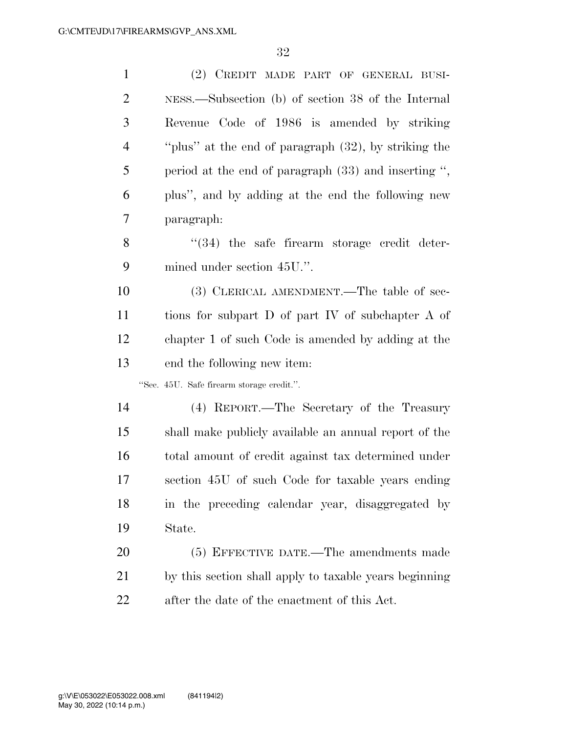(2) CREDIT MADE PART OF GENERAL BUSINESS.—Subsection (b) of section 38 of the Internal Revenue Code of 1986 is amended by striking ''plus'' at the end of paragraph (32), by striking the period at the end of paragraph (33) and inserting '', plus'', and by adding at the end the following new paragraph:

''(34) the safe firearm storage credit determined under section 45U.''.

(3) CLERICAL AMENDMENT.—The table of sections for subpart D of part IV of subchapter A of chapter 1 of such Code is amended by adding at the end the following new item:

''Sec. 45U. Safe firearm storage credit.''.

(4) REPORT.—The Secretary of the Treasury shall make publicly available an annual report of the total amount of credit against tax determined under section 45U of such Code for taxable years ending in the preceding calendar year, disaggregated by State.

(5) EFFECTIVE DATE.—The amendments made by this section shall apply to taxable years beginning after the date of the enactment of this Act.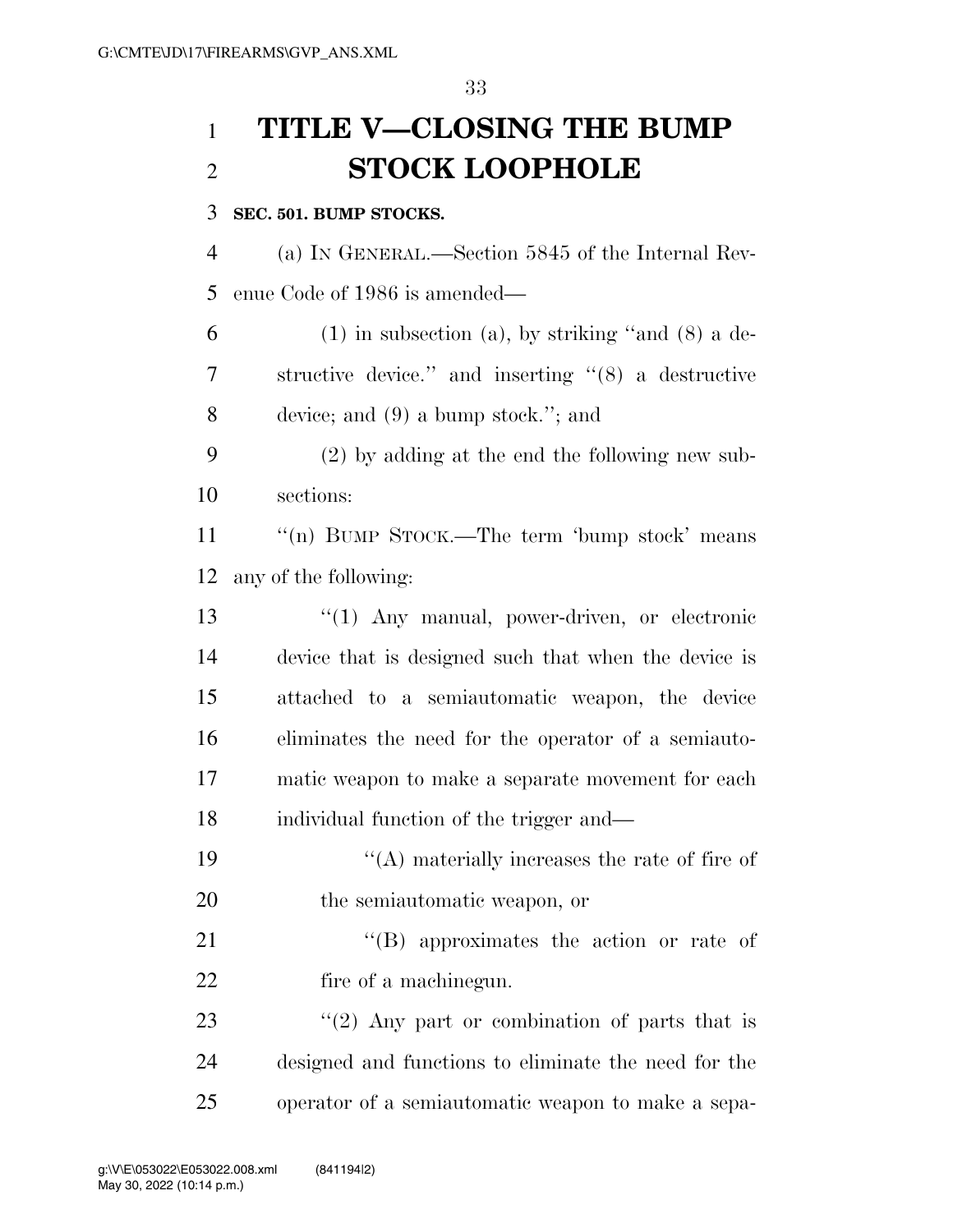# TITLE V—CLOSING THE BUMP STOCK LOOPHOLE

**SEC. 501. BUMP STOCKS.**

(a) IN GENERAL.—Section 5845 of the Internal Revenue Code of 1986 is amended—

(1) in subsection (a), by striking "and (8) a destructive device." and inserting "(8) a destructive device; and (9) a bump stock."; and

(2) by adding at the end the following new subsections:

"(n) BUMP STOCK.—The term 'bump stock' means any of the following:

"(1) Any manual, power-driven, or electronic device that is designed such that when the device is attached to a semiautomatic weapon, the device eliminates the need for the operator of a semiautomatic weapon to make a separate movement for each individual function of the trigger and—

"(A) materially increases the rate of fire of the semiautomatic weapon, or

"(B) approximates the action or rate of fire of a machinegun.

"(2) Any part or combination of parts that is designed and functions to eliminate the need for the operator of a semiautomatic weapon to make a sepa-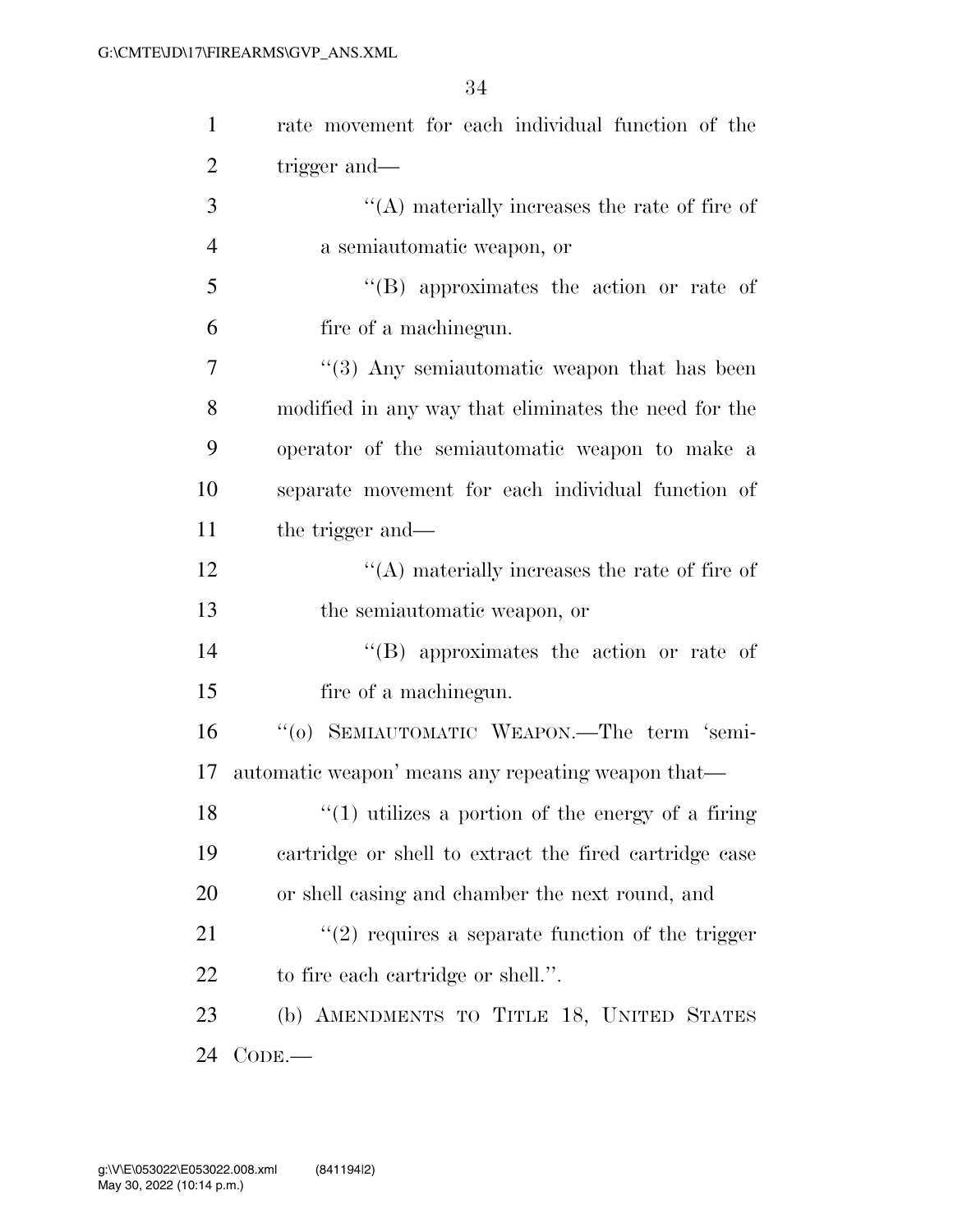rate movement for each individual function of the trigger and—

"(A) materially increases the rate of fire of a semiautomatic weapon, or

"(B) approximates the action or rate of fire of a machinegun.

"(3) Any semiautomatic weapon that has been modified in any way that eliminates the need for the operator of the semiautomatic weapon to make a separate movement for each individual function of the trigger and—

"(A) materially increases the rate of fire of the semiautomatic weapon, or

"(B) approximates the action or rate of fire of a machinegun.

"(o) SEMIAUTOMATIC WEAPON.—The term 'semiautomatic weapon' means any repeating weapon that—

"(1) utilizes a portion of the energy of a firing cartridge or shell to extract the fired cartridge case or shell casing and chamber the next round, and

"(2) requires a separate function of the trigger to fire each cartridge or shell.".

(b) AMENDMENTS TO TITLE 18, UNITED STATES CODE.—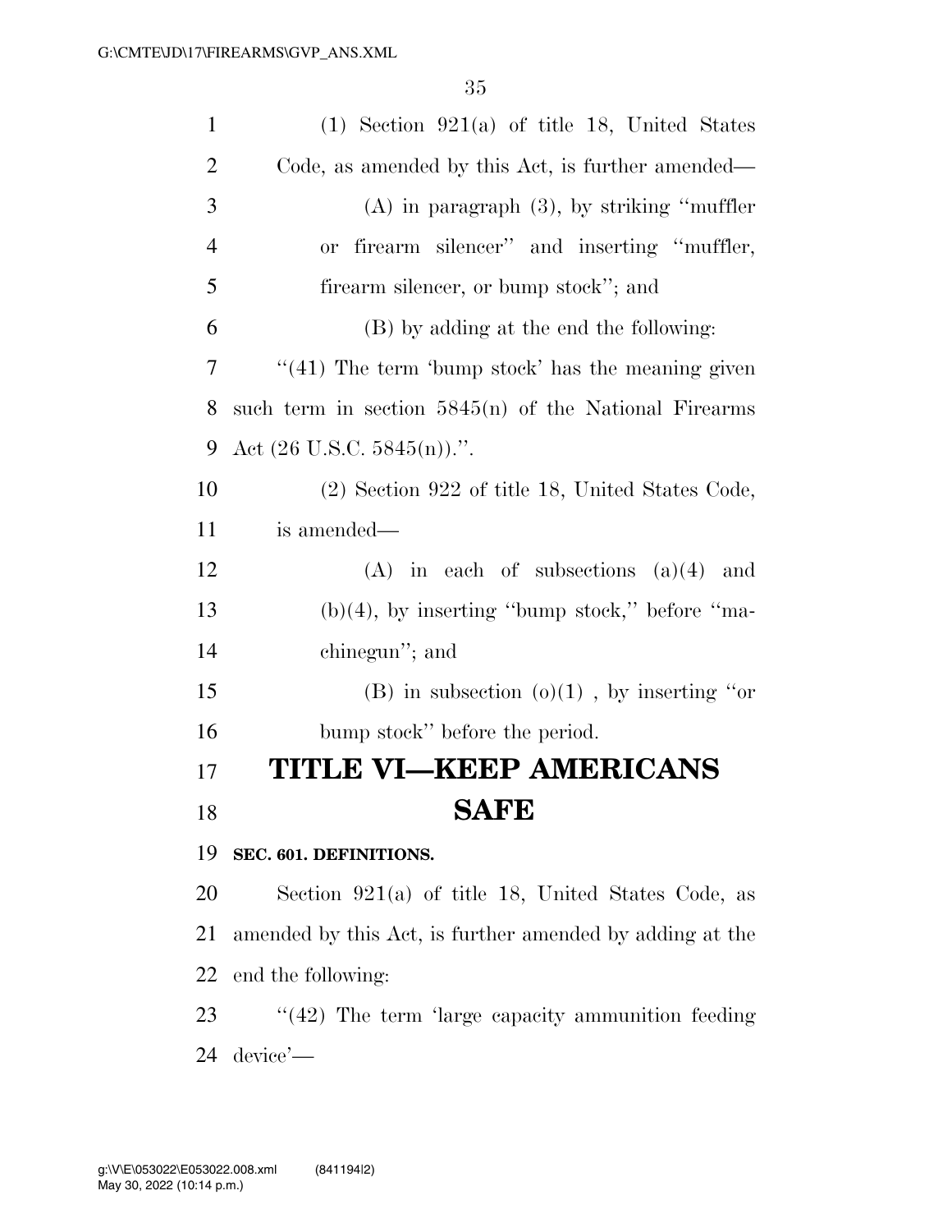(1) Section 921(a) of title 18, United States Code, as amended by this Act, is further amended—

(A) in paragraph (3), by striking "muffler or firearm silencer" and inserting "muffler, firearm silencer, or bump stock"; and

(B) by adding at the end the following:

"(41) The term 'bump stock' has the meaning given such term in section 5845(n) of the National Firearms Act (26 U.S.C. 5845(n)).".

(2) Section 922 of title 18, United States Code, is amended—

(A) in each of subsections (a)(4) and (b)(4), by inserting "bump stock," before "machinegun"; and

(B) in subsection (o)(1) , by inserting "or bump stock" before the period.

# TITLE VI—KEEP AMERICANS SAFE

**SEC. 601. DEFINITIONS.**

Section 921(a) of title 18, United States Code, as amended by this Act, is further amended by adding at the end the following:

"(42) The term 'large capacity ammunition feeding device'—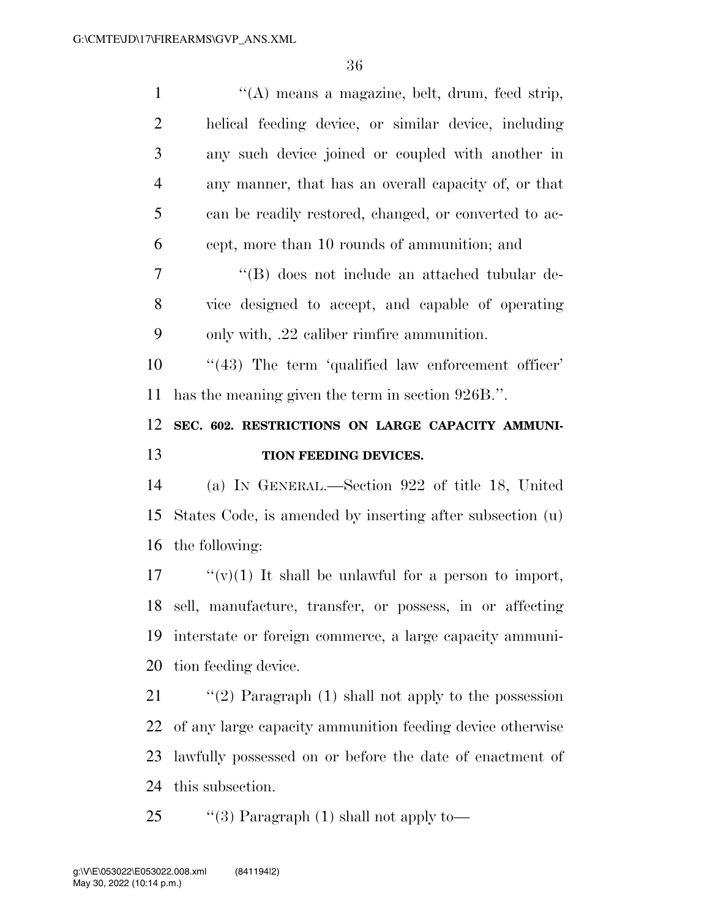''(A) means a magazine, belt, drum, feed strip, helical feeding device, or similar device, including any such device joined or coupled with another in any manner, that has an overall capacity of, or that can be readily restored, changed, or converted to accept, more than 10 rounds of ammunition; and

''(B) does not include an attached tubular device designed to accept, and capable of operating only with, .22 caliber rimfire ammunition.

''(43) The term 'qualified law enforcement officer' has the meaning given the term in section 926B.''.

**SEC. 602. RESTRICTIONS ON LARGE CAPACITY AMMUNITION FEEDING DEVICES.**

(a) IN GENERAL.—Section 922 of title 18, United States Code, is amended by inserting after subsection (u) the following:

''(v)(1) It shall be unlawful for a person to import, sell, manufacture, transfer, or possess, in or affecting interstate or foreign commerce, a large capacity ammunition feeding device.

''(2) Paragraph (1) shall not apply to the possession of any large capacity ammunition feeding device otherwise lawfully possessed on or before the date of enactment of this subsection.

''(3) Paragraph (1) shall not apply to—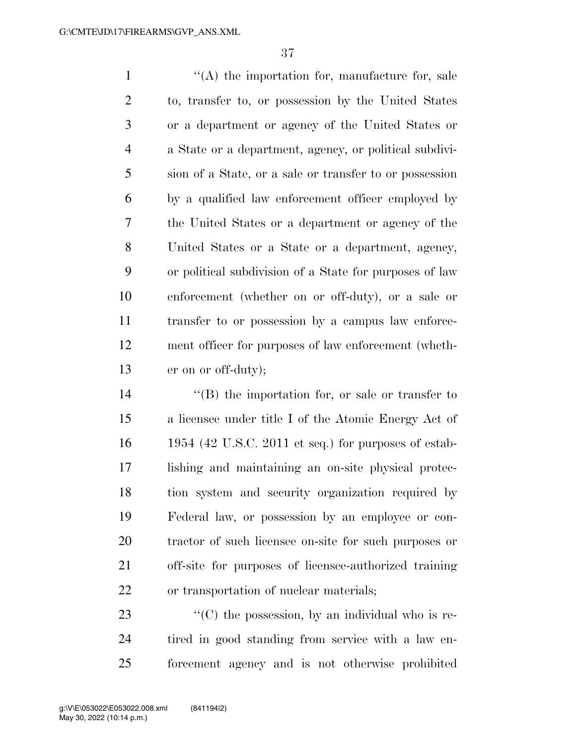''(A) the importation for, manufacture for, sale to, transfer to, or possession by the United States or a department or agency of the United States or a State or a department, agency, or political subdivision of a State, or a sale or transfer to or possession by a qualified law enforcement officer employed by the United States or a department or agency of the United States or a State or a department, agency, or political subdivision of a State for purposes of law enforcement (whether on or off-duty), or a sale or transfer to or possession by a campus law enforcement officer for purposes of law enforcement (whether on or off-duty);

''(B) the importation for, or sale or transfer to a licensee under title I of the Atomic Energy Act of 1954 (42 U.S.C. 2011 et seq.) for purposes of establishing and maintaining an on-site physical protection system and security organization required by Federal law, or possession by an employee or contractor of such licensee on-site for such purposes or off-site for purposes of licensee-authorized training or transportation of nuclear materials;

''(C) the possession, by an individual who is retired in good standing from service with a law enforcement agency and is not otherwise prohibited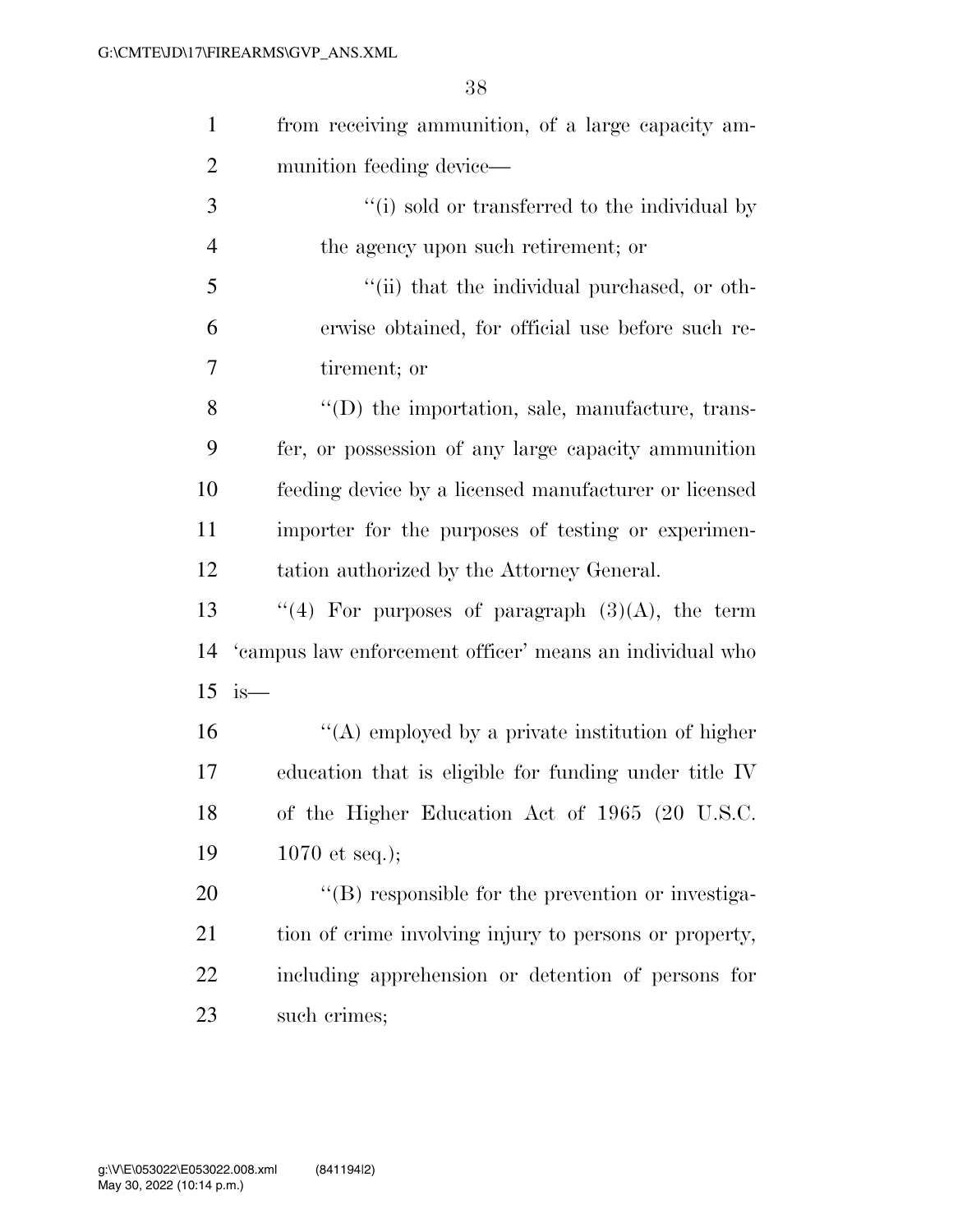from receiving ammunition, of a large capacity ammunition feeding device—

''(i) sold or transferred to the individual by the agency upon such retirement; or

''(ii) that the individual purchased, or otherwise obtained, for official use before such retirement; or

''(D) the importation, sale, manufacture, transfer, or possession of any large capacity ammunition feeding device by a licensed manufacturer or licensed importer for the purposes of testing or experimentation authorized by the Attorney General.

''(4) For purposes of paragraph (3)(A), the term 'campus law enforcement officer' means an individual who is—

''(A) employed by a private institution of higher education that is eligible for funding under title IV of the Higher Education Act of 1965 (20 U.S.C. 1070 et seq.);

''(B) responsible for the prevention or investigation of crime involving injury to persons or property, including apprehension or detention of persons for such crimes;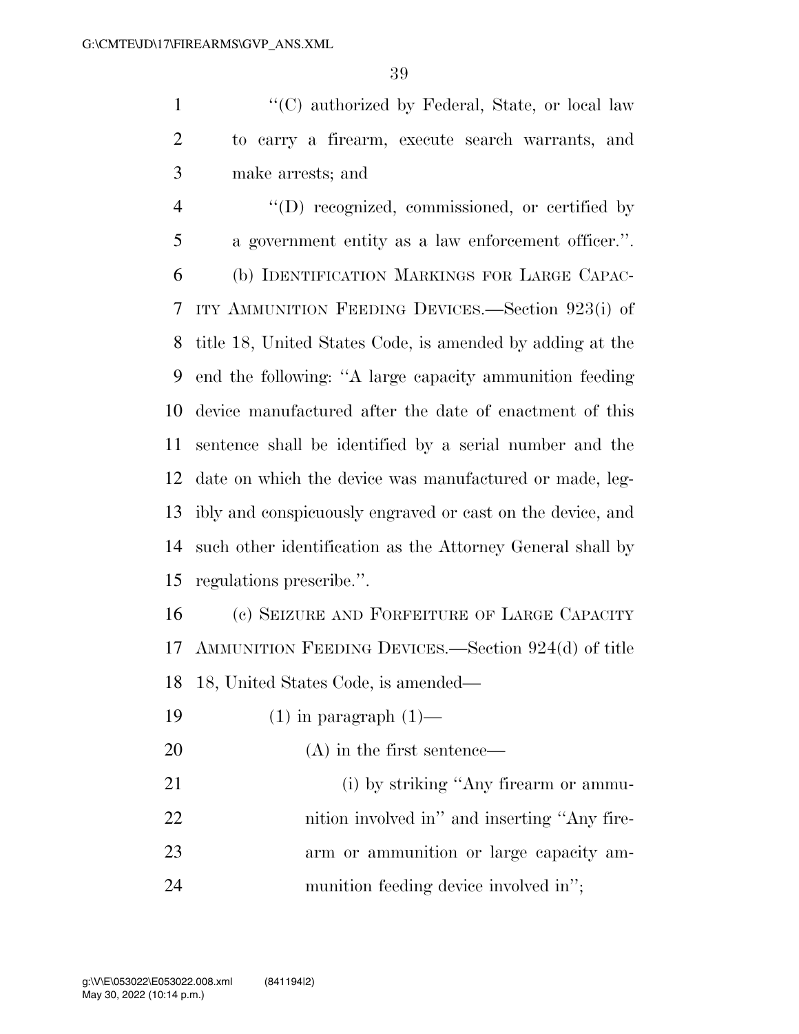''(C) authorized by Federal, State, or local law to carry a firearm, execute search warrants, and make arrests; and

''(D) recognized, commissioned, or certified by a government entity as a law enforcement officer.''.

(b) IDENTIFICATION MARKINGS FOR LARGE CAPACITY AMMUNITION FEEDING DEVICES.—Section 923(i) of title 18, United States Code, is amended by adding at the end the following: ''A large capacity ammunition feeding device manufactured after the date of enactment of this sentence shall be identified by a serial number and the date on which the device was manufactured or made, legibly and conspicuously engraved or cast on the device, and such other identification as the Attorney General shall by regulations prescribe.''.

(c) SEIZURE AND FORFEITURE OF LARGE CAPACITY AMMUNITION FEEDING DEVICES.—Section 924(d) of title 18, United States Code, is amended—

(1) in paragraph (1)—

(A) in the first sentence—

(i) by striking ''Any firearm or ammunition involved in'' and inserting ''Any firearm or ammunition or large capacity ammunition feeding device involved in'';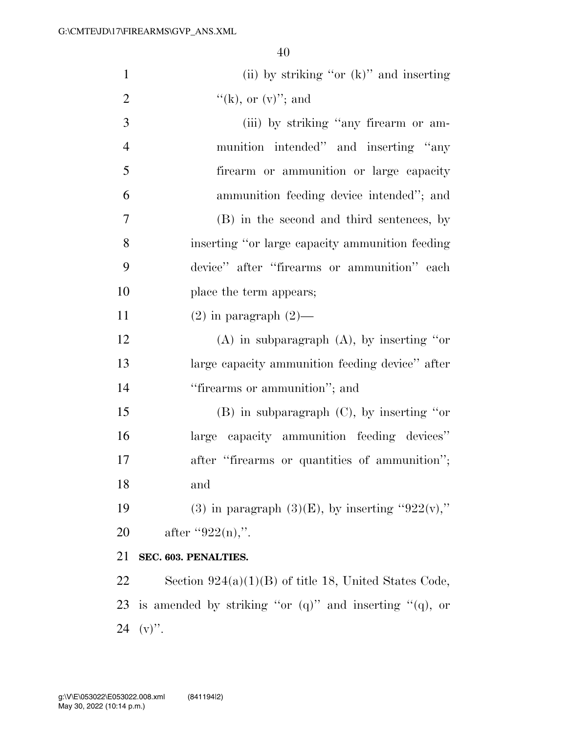(ii) by striking "or (k)" and inserting "(k), or (v)"; and

(iii) by striking "any firearm or ammunition intended" and inserting "any firearm or ammunition or large capacity ammunition feeding device intended"; and

(B) in the second and third sentences, by inserting "or large capacity ammunition feeding device" after "firearms or ammunition" each place the term appears;

(2) in paragraph (2)—

(A) in subparagraph (A), by inserting "or large capacity ammunition feeding device" after "firearms or ammunition"; and

(B) in subparagraph (C), by inserting "or large capacity ammunition feeding devices" after "firearms or quantities of ammunition"; and

(3) in paragraph (3)(E), by inserting "922(v)," after "922(n),".

**SEC. 603. PENALTIES.**

Section 924(a)(1)(B) of title 18, United States Code, is amended by striking "or (q)" and inserting "(q), or (v)".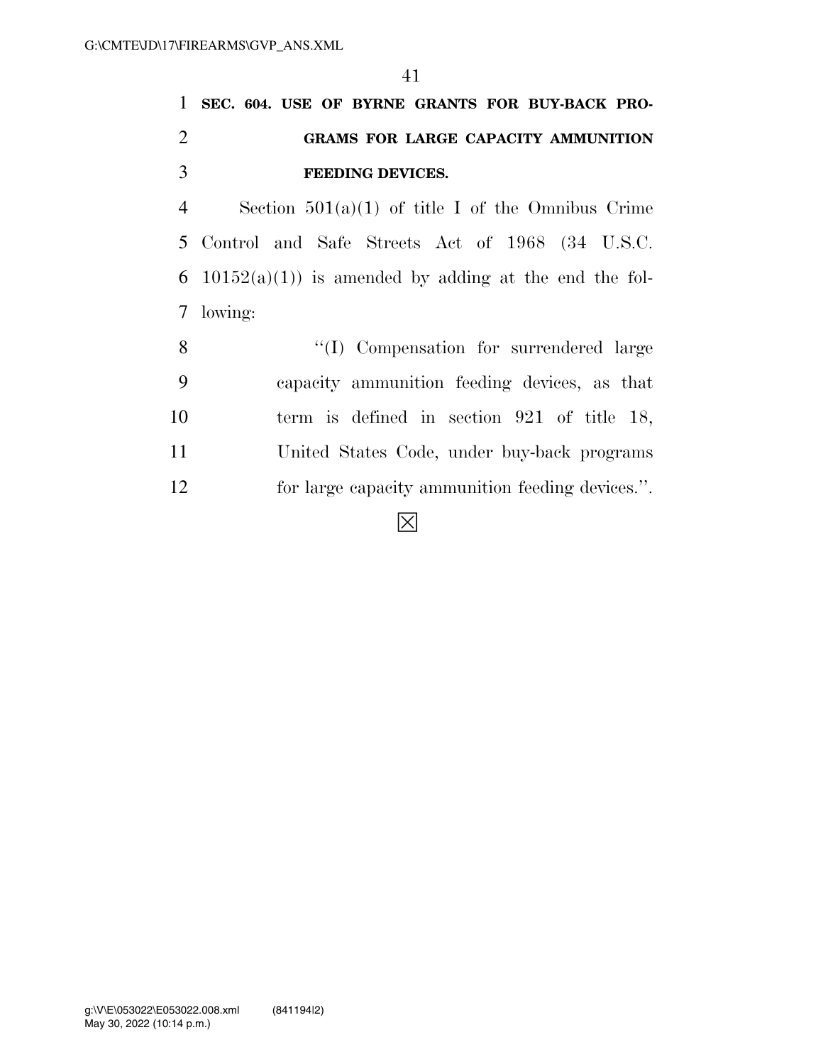**SEC. 604. USE OF BYRNE GRANTS FOR BUY-BACK PROGRAMS FOR LARGE CAPACITY AMMUNITION FEEDING DEVICES.**

Section 501(a)(1) of title I of the Omnibus Crime Control and Safe Streets Act of 1968 (34 U.S.C. 10152(a)(1)) is amended by adding at the end the following:

> ''(I) Compensation for surrendered large capacity ammunition feeding devices, as that term is defined in section 921 of title 18, United States Code, under buy-back programs for large capacity ammunition feeding devices.''.

☒